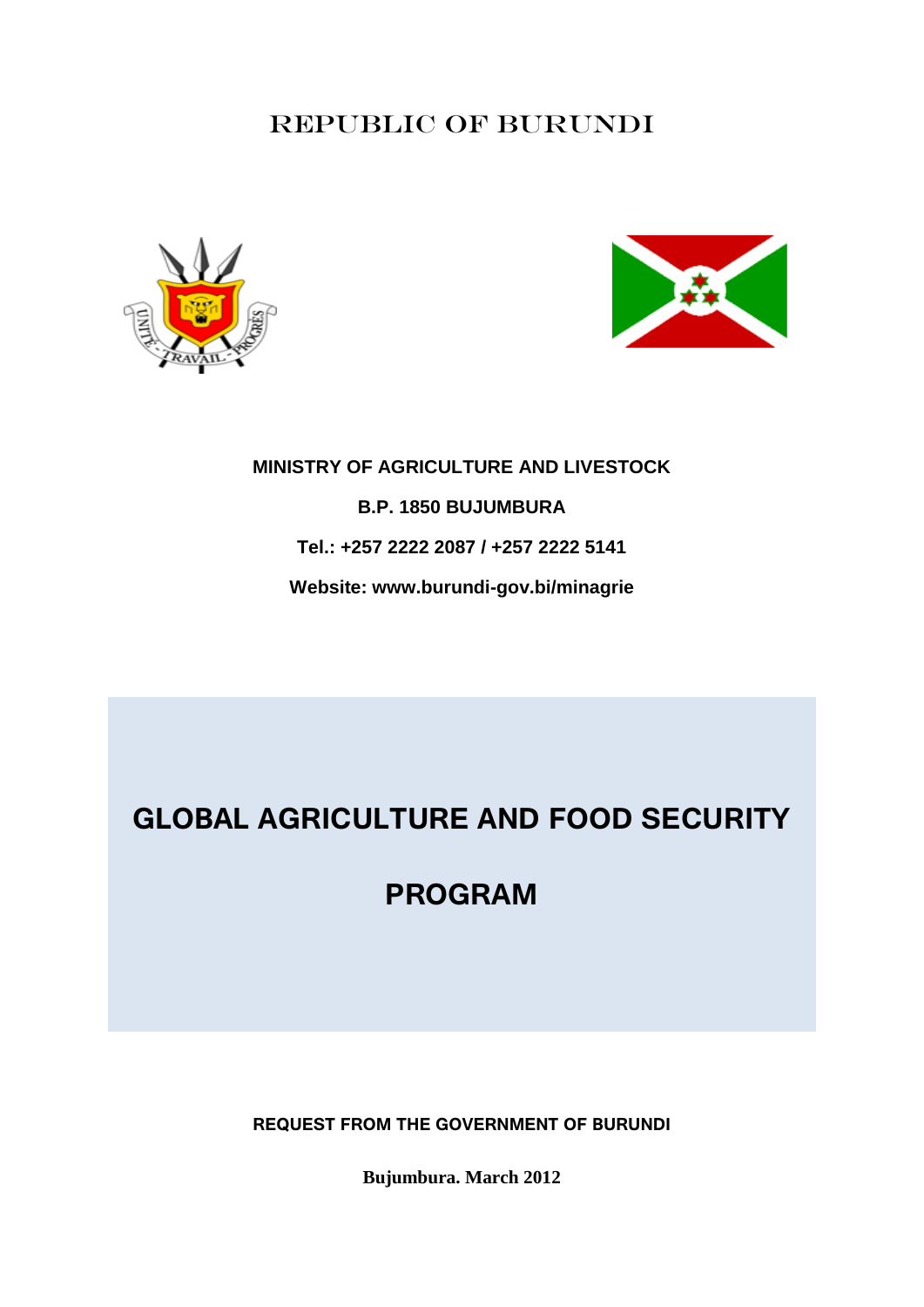REPUBLIC OF BURUNDI

**MINISTRY OF AGRICULTURE AND LIVESTOCK**

**B.P. 1850 BUJUMBURA**

**Tel.: +257 2222 2087 / +257 2222 5141**

**Website: www.burundi-gov.bi/minagrie**

# GLOBAL AGRICULTURE AND FOOD SECURITY PROGRAM

**REQUEST FROM THE GOVERNMENT OF BURUNDI**

**Bujumbura. March 2012**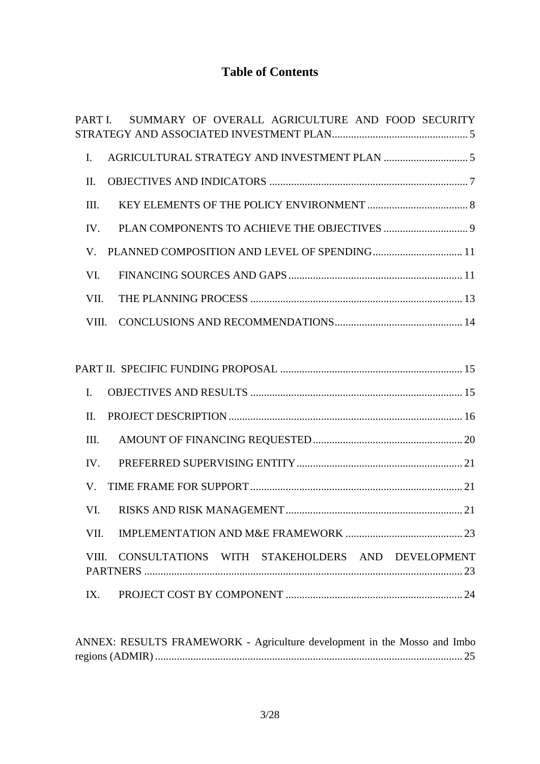# Table of Contents

PART I. SUMMARY OF OVERALL AGRICULTURE AND FOOD SECURITY STRATEGY AND ASSOCIATED INVESTMENT PLAN .......... 5

- I. AGRICULTURAL STRATEGY AND INVESTMENT PLAN .......... 5
- II. OBJECTIVES AND INDICATORS .......... 7
- III. KEY ELEMENTS OF THE POLICY ENVIRONMENT .......... 8
- IV. PLAN COMPONENTS TO ACHIEVE THE OBJECTIVES .......... 9
- V. PLANNED COMPOSITION AND LEVEL OF SPENDING .......... 11
- VI. FINANCING SOURCES AND GAPS .......... 11
- VII. THE PLANNING PROCESS .......... 13
- VIII. CONCLUSIONS AND RECOMMENDATIONS .......... 14

PART II. SPECIFIC FUNDING PROPOSAL .......... 15

- I. OBJECTIVES AND RESULTS .......... 15
- II. PROJECT DESCRIPTION .......... 16
- III. AMOUNT OF FINANCING REQUESTED .......... 20
- IV. PREFERRED SUPERVISING ENTITY .......... 21
- V. TIME FRAME FOR SUPPORT .......... 21
- VI. RISKS AND RISK MANAGEMENT .......... 21
- VII. IMPLEMENTATION AND M&E FRAMEWORK .......... 23
- VIII. CONSULTATIONS WITH STAKEHOLDERS AND DEVELOPMENT PARTNERS .......... 23
- IX. PROJECT COST BY COMPONENT .......... 24

ANNEX: RESULTS FRAMEWORK - Agriculture development in the Mosso and Imbo regions (ADMIR) .......... 25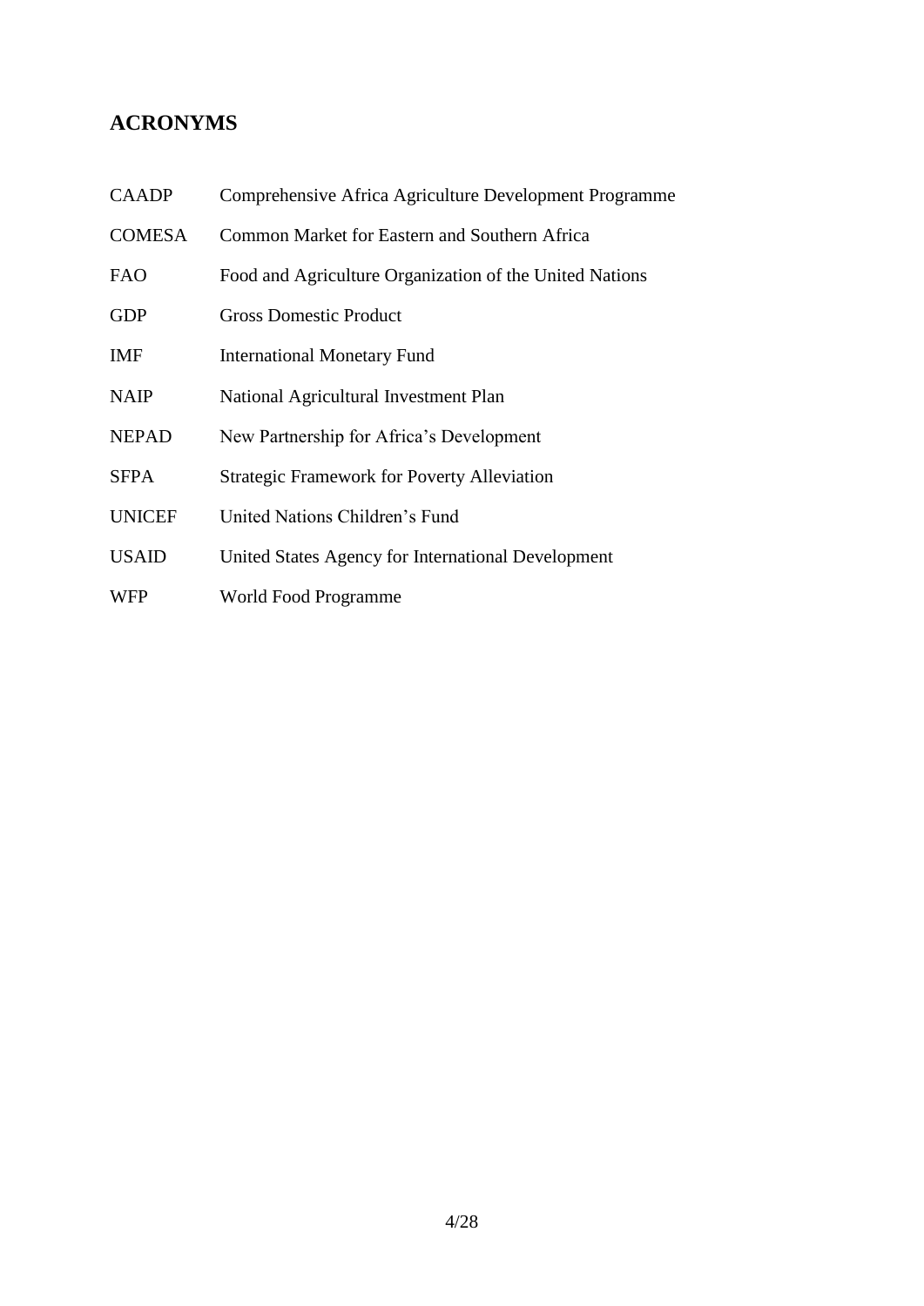## ACRONYMS

| | |
|---|---|
| CAADP | Comprehensive Africa Agriculture Development Programme |
| COMESA | Common Market for Eastern and Southern Africa |
| FAO | Food and Agriculture Organization of the United Nations |
| GDP | Gross Domestic Product |
| IMF | International Monetary Fund |
| NAIP | National Agricultural Investment Plan |
| NEPAD | New Partnership for Africa's Development |
| SFPA | Strategic Framework for Poverty Alleviation |
| UNICEF | United Nations Children's Fund |
| USAID | United States Agency for International Development |
| WFP | World Food Programme |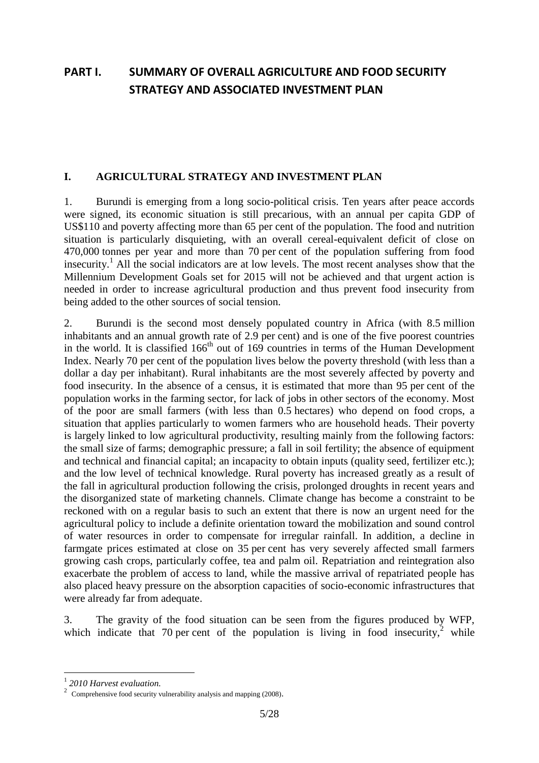# PART I. SUMMARY OF OVERALL AGRICULTURE AND FOOD SECURITY STRATEGY AND ASSOCIATED INVESTMENT PLAN

## I. AGRICULTURAL STRATEGY AND INVESTMENT PLAN

1. Burundi is emerging from a long socio-political crisis. Ten years after peace accords were signed, its economic situation is still precarious, with an annual per capita GDP of US$110 and poverty affecting more than 65 per cent of the population. The food and nutrition situation is particularly disquieting, with an overall cereal-equivalent deficit of close on 470,000 tonnes per year and more than 70 per cent of the population suffering from food insecurity.[1] All the social indicators are at low levels. The most recent analyses show that the Millennium Development Goals set for 2015 will not be achieved and that urgent action is needed in order to increase agricultural production and thus prevent food insecurity from being added to the other sources of social tension.

2. Burundi is the second most densely populated country in Africa (with 8.5 million inhabitants and an annual growth rate of 2.9 per cent) and is one of the five poorest countries in the world. It is classified 166th out of 169 countries in terms of the Human Development Index. Nearly 70 per cent of the population lives below the poverty threshold (with less than a dollar a day per inhabitant). Rural inhabitants are the most severely affected by poverty and food insecurity. In the absence of a census, it is estimated that more than 95 per cent of the population works in the farming sector, for lack of jobs in other sectors of the economy. Most of the poor are small farmers (with less than 0.5 hectares) who depend on food crops, a situation that applies particularly to women farmers who are household heads. Their poverty is largely linked to low agricultural productivity, resulting mainly from the following factors: the small size of farms; demographic pressure; a fall in soil fertility; the absence of equipment and technical and financial capital; an incapacity to obtain inputs (quality seed, fertilizer etc.); and the low level of technical knowledge. Rural poverty has increased greatly as a result of the fall in agricultural production following the crisis, prolonged droughts in recent years and the disorganized state of marketing channels. Climate change has become a constraint to be reckoned with on a regular basis to such an extent that there is now an urgent need for the agricultural policy to include a definite orientation toward the mobilization and sound control of water resources in order to compensate for irregular rainfall. In addition, a decline in farmgate prices estimated at close on 35 per cent has very severely affected small farmers growing cash crops, particularly coffee, tea and palm oil. Repatriation and reintegration also exacerbate the problem of access to land, while the massive arrival of repatriated people has also placed heavy pressure on the absorption capacities of socio-economic infrastructures that were already far from adequate.

3. The gravity of the food situation can be seen from the figures produced by WFP, which indicate that 70 per cent of the population is living in food insecurity,[2] while

[1] *2010 Harvest evaluation.*

[2] Comprehensive food security vulnerability analysis and mapping (2008).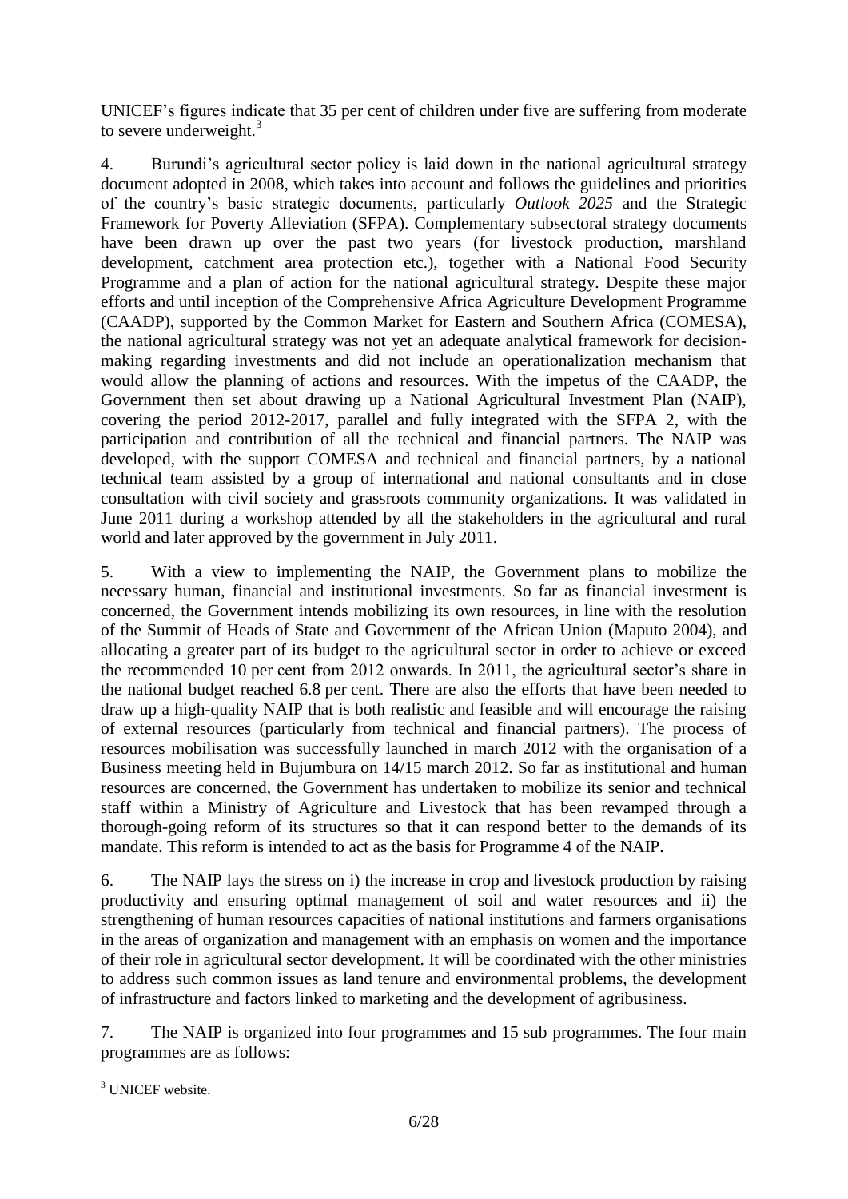UNICEF's figures indicate that 35 per cent of children under five are suffering from moderate to severe underweight.[3]

4. Burundi's agricultural sector policy is laid down in the national agricultural strategy document adopted in 2008, which takes into account and follows the guidelines and priorities of the country's basic strategic documents, particularly *Outlook 2025* and the Strategic Framework for Poverty Alleviation (SFPA). Complementary subsectoral strategy documents have been drawn up over the past two years (for livestock production, marshland development, catchment area protection etc.), together with a National Food Security Programme and a plan of action for the national agricultural strategy. Despite these major efforts and until inception of the Comprehensive Africa Agriculture Development Programme (CAADP), supported by the Common Market for Eastern and Southern Africa (COMESA), the national agricultural strategy was not yet an adequate analytical framework for decision-making regarding investments and did not include an operationalization mechanism that would allow the planning of actions and resources. With the impetus of the CAADP, the Government then set about drawing up a National Agricultural Investment Plan (NAIP), covering the period 2012-2017, parallel and fully integrated with the SFPA 2, with the participation and contribution of all the technical and financial partners. The NAIP was developed, with the support COMESA and technical and financial partners, by a national technical team assisted by a group of international and national consultants and in close consultation with civil society and grassroots community organizations. It was validated in June 2011 during a workshop attended by all the stakeholders in the agricultural and rural world and later approved by the government in July 2011.

5. With a view to implementing the NAIP, the Government plans to mobilize the necessary human, financial and institutional investments. So far as financial investment is concerned, the Government intends mobilizing its own resources, in line with the resolution of the Summit of Heads of State and Government of the African Union (Maputo 2004), and allocating a greater part of its budget to the agricultural sector in order to achieve or exceed the recommended 10 per cent from 2012 onwards. In 2011, the agricultural sector's share in the national budget reached 6.8 per cent. There are also the efforts that have been needed to draw up a high-quality NAIP that is both realistic and feasible and will encourage the raising of external resources (particularly from technical and financial partners). The process of resources mobilisation was successfully launched in march 2012 with the organisation of a Business meeting held in Bujumbura on 14/15 march 2012. So far as institutional and human resources are concerned, the Government has undertaken to mobilize its senior and technical staff within a Ministry of Agriculture and Livestock that has been revamped through a thorough-going reform of its structures so that it can respond better to the demands of its mandate. This reform is intended to act as the basis for Programme 4 of the NAIP.

6. The NAIP lays the stress on i) the increase in crop and livestock production by raising productivity and ensuring optimal management of soil and water resources and ii) the strengthening of human resources capacities of national institutions and farmers organisations in the areas of organization and management with an emphasis on women and the importance of their role in agricultural sector development. It will be coordinated with the other ministries to address such common issues as land tenure and environmental problems, the development of infrastructure and factors linked to marketing and the development of agribusiness.

7. The NAIP is organized into four programmes and 15 sub programmes. The four main programmes are as follows:

[3] UNICEF website.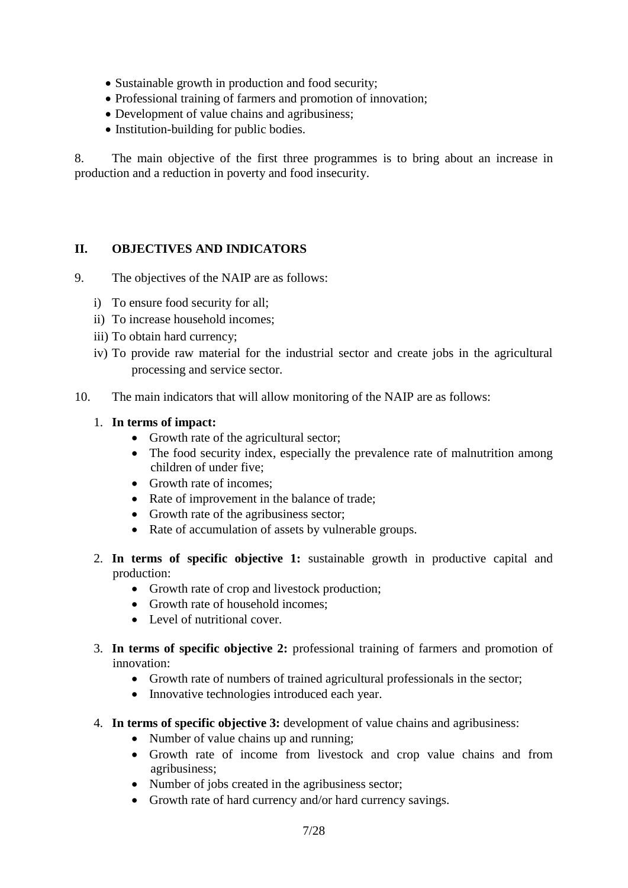- Sustainable growth in production and food security;
- Professional training of farmers and promotion of innovation;
- Development of value chains and agribusiness;
- Institution-building for public bodies.

8. The main objective of the first three programmes is to bring about an increase in production and a reduction in poverty and food insecurity.

## II. OBJECTIVES AND INDICATORS

9. The objectives of the NAIP are as follows:

   i) To ensure food security for all;
   ii) To increase household incomes;
   iii) To obtain hard currency;
   iv) To provide raw material for the industrial sector and create jobs in the agricultural processing and service sector.

10. The main indicators that will allow monitoring of the NAIP are as follows:

   1. **In terms of impact:**
      - Growth rate of the agricultural sector;
      - The food security index, especially the prevalence rate of malnutrition among children of under five;
      - Growth rate of incomes;
      - Rate of improvement in the balance of trade;
      - Growth rate of the agribusiness sector;
      - Rate of accumulation of assets by vulnerable groups.

   2. **In terms of specific objective 1:** sustainable growth in productive capital and production:
      - Growth rate of crop and livestock production;
      - Growth rate of household incomes;
      - Level of nutritional cover.

   3. **In terms of specific objective 2:** professional training of farmers and promotion of innovation:
      - Growth rate of numbers of trained agricultural professionals in the sector;
      - Innovative technologies introduced each year.

   4. **In terms of specific objective 3:** development of value chains and agribusiness:
      - Number of value chains up and running;
      - Growth rate of income from livestock and crop value chains and from agribusiness;
      - Number of jobs created in the agribusiness sector;
      - Growth rate of hard currency and/or hard currency savings.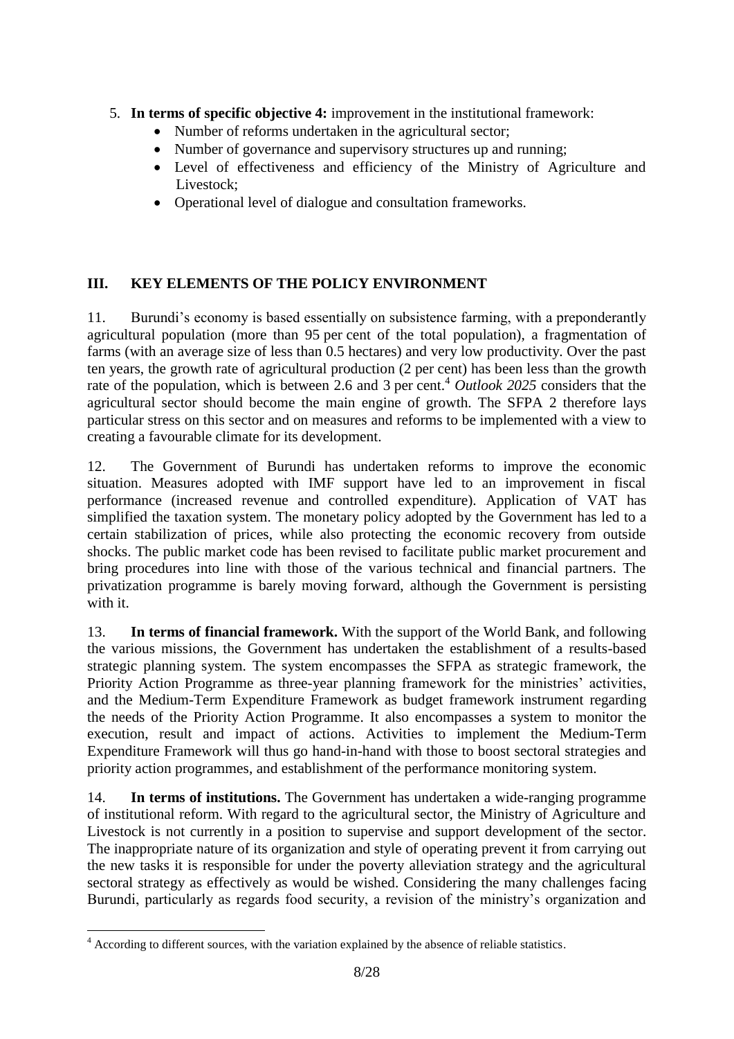5. **In terms of specific objective 4:** improvement in the institutional framework:
   - Number of reforms undertaken in the agricultural sector;
   - Number of governance and supervisory structures up and running;
   - Level of effectiveness and efficiency of the Ministry of Agriculture and Livestock;
   - Operational level of dialogue and consultation frameworks.

## III. KEY ELEMENTS OF THE POLICY ENVIRONMENT

11. Burundi's economy is based essentially on subsistence farming, with a preponderantly agricultural population (more than 95 per cent of the total population), a fragmentation of farms (with an average size of less than 0.5 hectares) and very low productivity. Over the past ten years, the growth rate of agricultural production (2 per cent) has been less than the growth rate of the population, which is between 2.6 and 3 per cent.[4] *Outlook 2025* considers that the agricultural sector should become the main engine of growth. The SFPA 2 therefore lays particular stress on this sector and on measures and reforms to be implemented with a view to creating a favourable climate for its development.

12. The Government of Burundi has undertaken reforms to improve the economic situation. Measures adopted with IMF support have led to an improvement in fiscal performance (increased revenue and controlled expenditure). Application of VAT has simplified the taxation system. The monetary policy adopted by the Government has led to a certain stabilization of prices, while also protecting the economic recovery from outside shocks. The public market code has been revised to facilitate public market procurement and bring procedures into line with those of the various technical and financial partners. The privatization programme is barely moving forward, although the Government is persisting with it.

13. **In terms of financial framework.** With the support of the World Bank, and following the various missions, the Government has undertaken the establishment of a results-based strategic planning system. The system encompasses the SFPA as strategic framework, the Priority Action Programme as three-year planning framework for the ministries' activities, and the Medium-Term Expenditure Framework as budget framework instrument regarding the needs of the Priority Action Programme. It also encompasses a system to monitor the execution, result and impact of actions. Activities to implement the Medium-Term Expenditure Framework will thus go hand-in-hand with those to boost sectoral strategies and priority action programmes, and establishment of the performance monitoring system.

14. **In terms of institutions.** The Government has undertaken a wide-ranging programme of institutional reform. With regard to the agricultural sector, the Ministry of Agriculture and Livestock is not currently in a position to supervise and support development of the sector. The inappropriate nature of its organization and style of operating prevent it from carrying out the new tasks it is responsible for under the poverty alleviation strategy and the agricultural sectoral strategy as effectively as would be wished. Considering the many challenges facing Burundi, particularly as regards food security, a revision of the ministry's organization and

[4] According to different sources, with the variation explained by the absence of reliable statistics.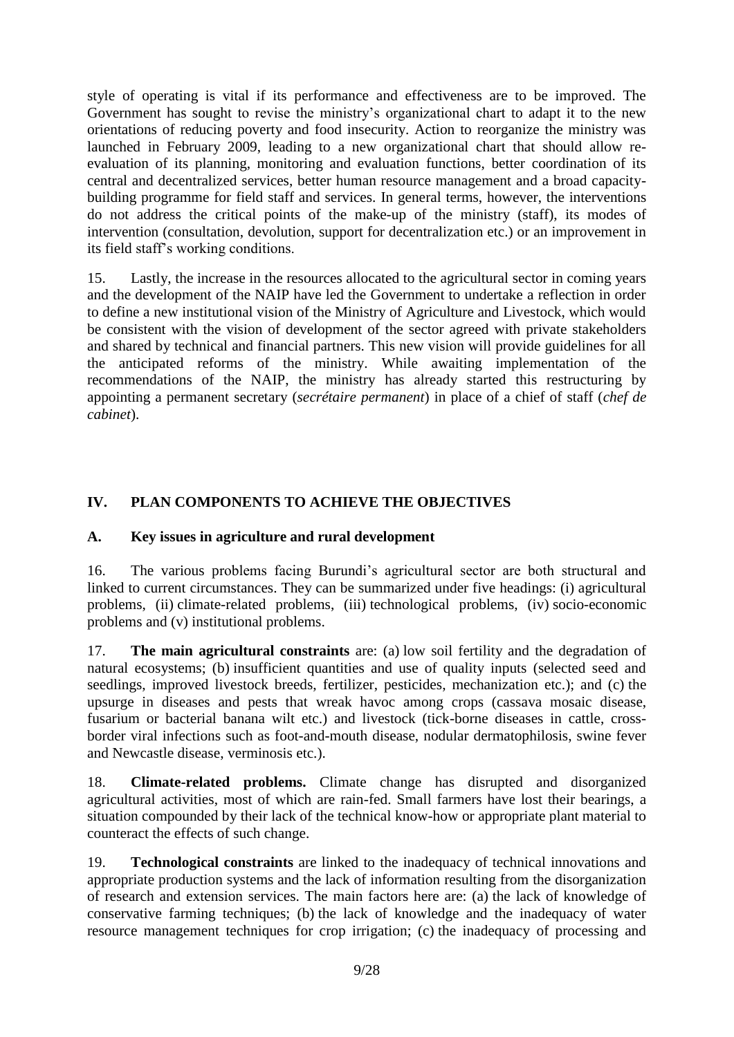style of operating is vital if its performance and effectiveness are to be improved. The Government has sought to revise the ministry's organizational chart to adapt it to the new orientations of reducing poverty and food insecurity. Action to reorganize the ministry was launched in February 2009, leading to a new organizational chart that should allow re-evaluation of its planning, monitoring and evaluation functions, better coordination of its central and decentralized services, better human resource management and a broad capacity-building programme for field staff and services. In general terms, however, the interventions do not address the critical points of the make-up of the ministry (staff), its modes of intervention (consultation, devolution, support for decentralization etc.) or an improvement in its field staff's working conditions.

15. Lastly, the increase in the resources allocated to the agricultural sector in coming years and the development of the NAIP have led the Government to undertake a reflection in order to define a new institutional vision of the Ministry of Agriculture and Livestock, which would be consistent with the vision of development of the sector agreed with private stakeholders and shared by technical and financial partners. This new vision will provide guidelines for all the anticipated reforms of the ministry. While awaiting implementation of the recommendations of the NAIP, the ministry has already started this restructuring by appointing a permanent secretary (*secrétaire permanent*) in place of a chief of staff (*chef de cabinet*).

## IV. PLAN COMPONENTS TO ACHIEVE THE OBJECTIVES

### A. Key issues in agriculture and rural development

16. The various problems facing Burundi's agricultural sector are both structural and linked to current circumstances. They can be summarized under five headings: (i) agricultural problems, (ii) climate-related problems, (iii) technological problems, (iv) socio-economic problems and (v) institutional problems.

17. **The main agricultural constraints** are: (a) low soil fertility and the degradation of natural ecosystems; (b) insufficient quantities and use of quality inputs (selected seed and seedlings, improved livestock breeds, fertilizer, pesticides, mechanization etc.); and (c) the upsurge in diseases and pests that wreak havoc among crops (cassava mosaic disease, fusarium or bacterial banana wilt etc.) and livestock (tick-borne diseases in cattle, cross-border viral infections such as foot-and-mouth disease, nodular dermatophilosis, swine fever and Newcastle disease, verminosis etc.).

18. **Climate-related problems.** Climate change has disrupted and disorganized agricultural activities, most of which are rain-fed. Small farmers have lost their bearings, a situation compounded by their lack of the technical know-how or appropriate plant material to counteract the effects of such change.

19. **Technological constraints** are linked to the inadequacy of technical innovations and appropriate production systems and the lack of information resulting from the disorganization of research and extension services. The main factors here are: (a) the lack of knowledge of conservative farming techniques; (b) the lack of knowledge and the inadequacy of water resource management techniques for crop irrigation; (c) the inadequacy of processing and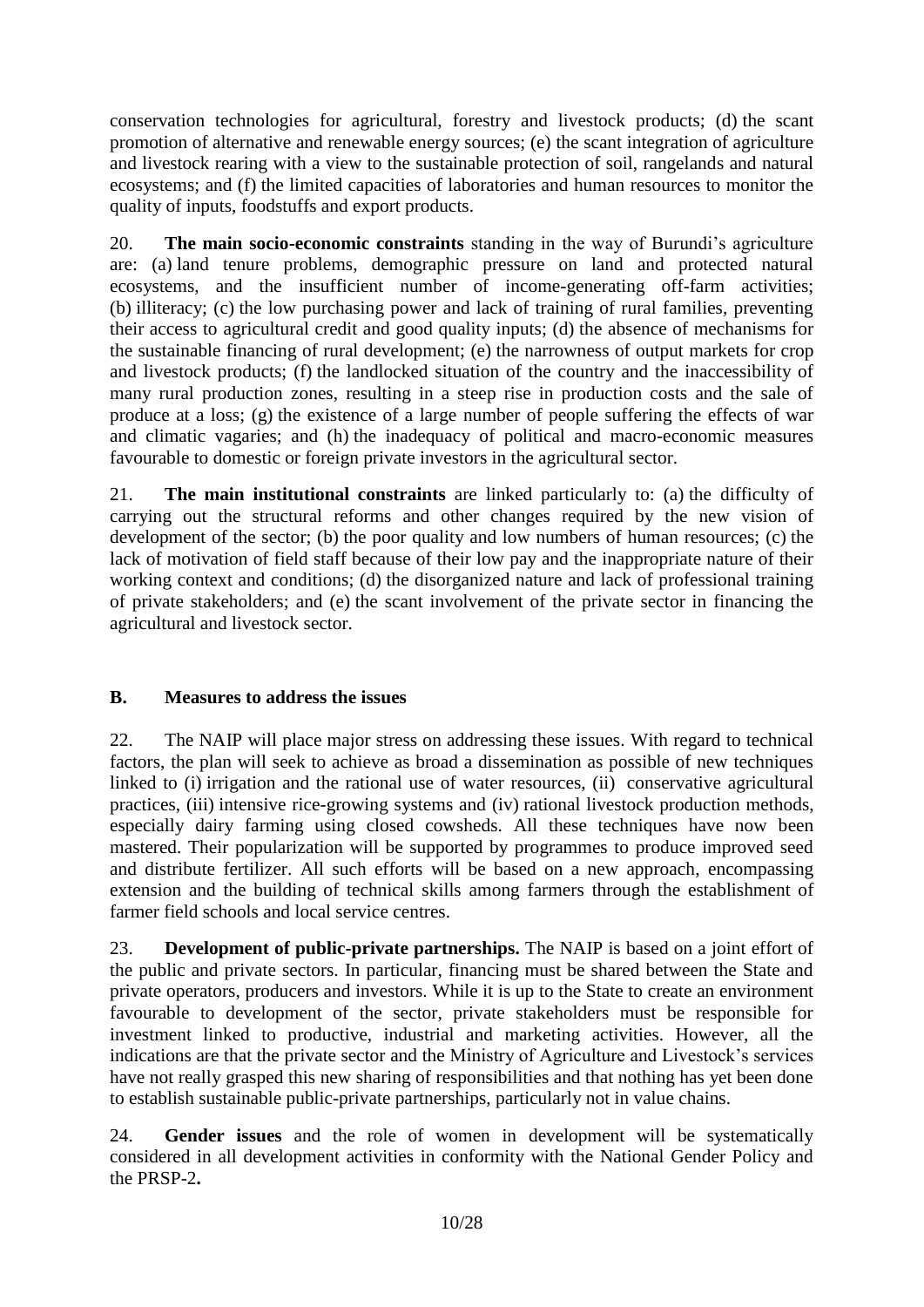conservation technologies for agricultural, forestry and livestock products; (d) the scant promotion of alternative and renewable energy sources; (e) the scant integration of agriculture and livestock rearing with a view to the sustainable protection of soil, rangelands and natural ecosystems; and (f) the limited capacities of laboratories and human resources to monitor the quality of inputs, foodstuffs and export products.

20. **The main socio-economic constraints** standing in the way of Burundi's agriculture are: (a) land tenure problems, demographic pressure on land and protected natural ecosystems, and the insufficient number of income-generating off-farm activities; (b) illiteracy; (c) the low purchasing power and lack of training of rural families, preventing their access to agricultural credit and good quality inputs; (d) the absence of mechanisms for the sustainable financing of rural development; (e) the narrowness of output markets for crop and livestock products; (f) the landlocked situation of the country and the inaccessibility of many rural production zones, resulting in a steep rise in production costs and the sale of produce at a loss; (g) the existence of a large number of people suffering the effects of war and climatic vagaries; and (h) the inadequacy of political and macro-economic measures favourable to domestic or foreign private investors in the agricultural sector.

21. **The main institutional constraints** are linked particularly to: (a) the difficulty of carrying out the structural reforms and other changes required by the new vision of development of the sector; (b) the poor quality and low numbers of human resources; (c) the lack of motivation of field staff because of their low pay and the inappropriate nature of their working context and conditions; (d) the disorganized nature and lack of professional training of private stakeholders; and (e) the scant involvement of the private sector in financing the agricultural and livestock sector.

## B. Measures to address the issues

22. The NAIP will place major stress on addressing these issues. With regard to technical factors, the plan will seek to achieve as broad a dissemination as possible of new techniques linked to (i) irrigation and the rational use of water resources, (ii) conservative agricultural practices, (iii) intensive rice-growing systems and (iv) rational livestock production methods, especially dairy farming using closed cowsheds. All these techniques have now been mastered. Their popularization will be supported by programmes to produce improved seed and distribute fertilizer. All such efforts will be based on a new approach, encompassing extension and the building of technical skills among farmers through the establishment of farmer field schools and local service centres.

23. **Development of public-private partnerships.** The NAIP is based on a joint effort of the public and private sectors. In particular, financing must be shared between the State and private operators, producers and investors. While it is up to the State to create an environment favourable to development of the sector, private stakeholders must be responsible for investment linked to productive, industrial and marketing activities. However, all the indications are that the private sector and the Ministry of Agriculture and Livestock's services have not really grasped this new sharing of responsibilities and that nothing has yet been done to establish sustainable public-private partnerships, particularly not in value chains.

24. **Gender issues** and the role of women in development will be systematically considered in all development activities in conformity with the National Gender Policy and the PRSP-2**.**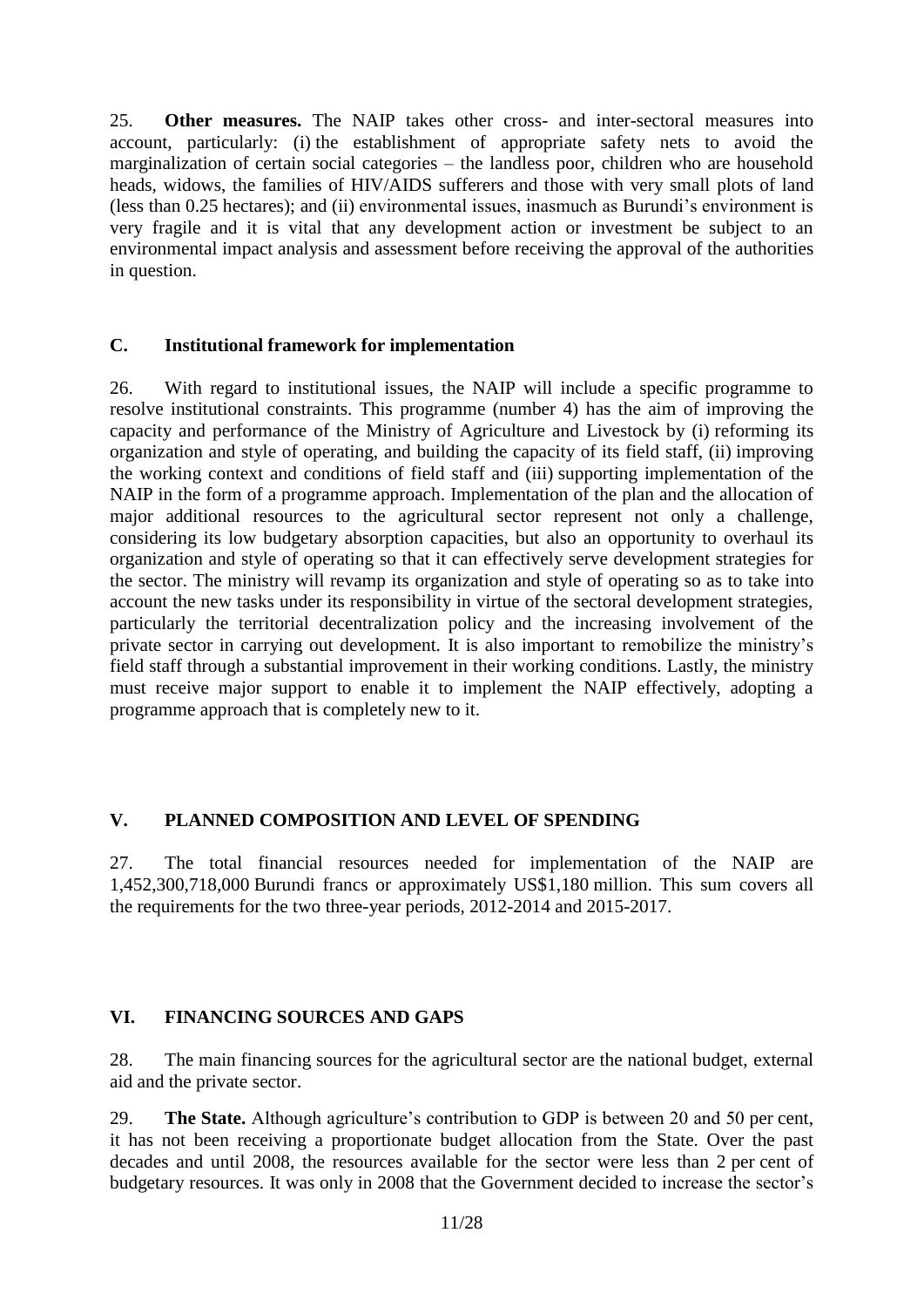25. **Other measures.** The NAIP takes other cross- and inter-sectoral measures into account, particularly: (i) the establishment of appropriate safety nets to avoid the marginalization of certain social categories – the landless poor, children who are household heads, widows, the families of HIV/AIDS sufferers and those with very small plots of land (less than 0.25 hectares); and (ii) environmental issues, inasmuch as Burundi's environment is very fragile and it is vital that any development action or investment be subject to an environmental impact analysis and assessment before receiving the approval of the authorities in question.

### C. Institutional framework for implementation

26. With regard to institutional issues, the NAIP will include a specific programme to resolve institutional constraints. This programme (number 4) has the aim of improving the capacity and performance of the Ministry of Agriculture and Livestock by (i) reforming its organization and style of operating, and building the capacity of its field staff, (ii) improving the working context and conditions of field staff and (iii) supporting implementation of the NAIP in the form of a programme approach. Implementation of the plan and the allocation of major additional resources to the agricultural sector represent not only a challenge, considering its low budgetary absorption capacities, but also an opportunity to overhaul its organization and style of operating so that it can effectively serve development strategies for the sector. The ministry will revamp its organization and style of operating so as to take into account the new tasks under its responsibility in virtue of the sectoral development strategies, particularly the territorial decentralization policy and the increasing involvement of the private sector in carrying out development. It is also important to remobilize the ministry's field staff through a substantial improvement in their working conditions. Lastly, the ministry must receive major support to enable it to implement the NAIP effectively, adopting a programme approach that is completely new to it.

## V. PLANNED COMPOSITION AND LEVEL OF SPENDING

27. The total financial resources needed for implementation of the NAIP are 1,452,300,718,000 Burundi francs or approximately US$1,180 million. This sum covers all the requirements for the two three-year periods, 2012-2014 and 2015-2017.

## VI. FINANCING SOURCES AND GAPS

28. The main financing sources for the agricultural sector are the national budget, external aid and the private sector.

29. **The State.** Although agriculture's contribution to GDP is between 20 and 50 per cent, it has not been receiving a proportionate budget allocation from the State. Over the past decades and until 2008, the resources available for the sector were less than 2 per cent of budgetary resources. It was only in 2008 that the Government decided to increase the sector's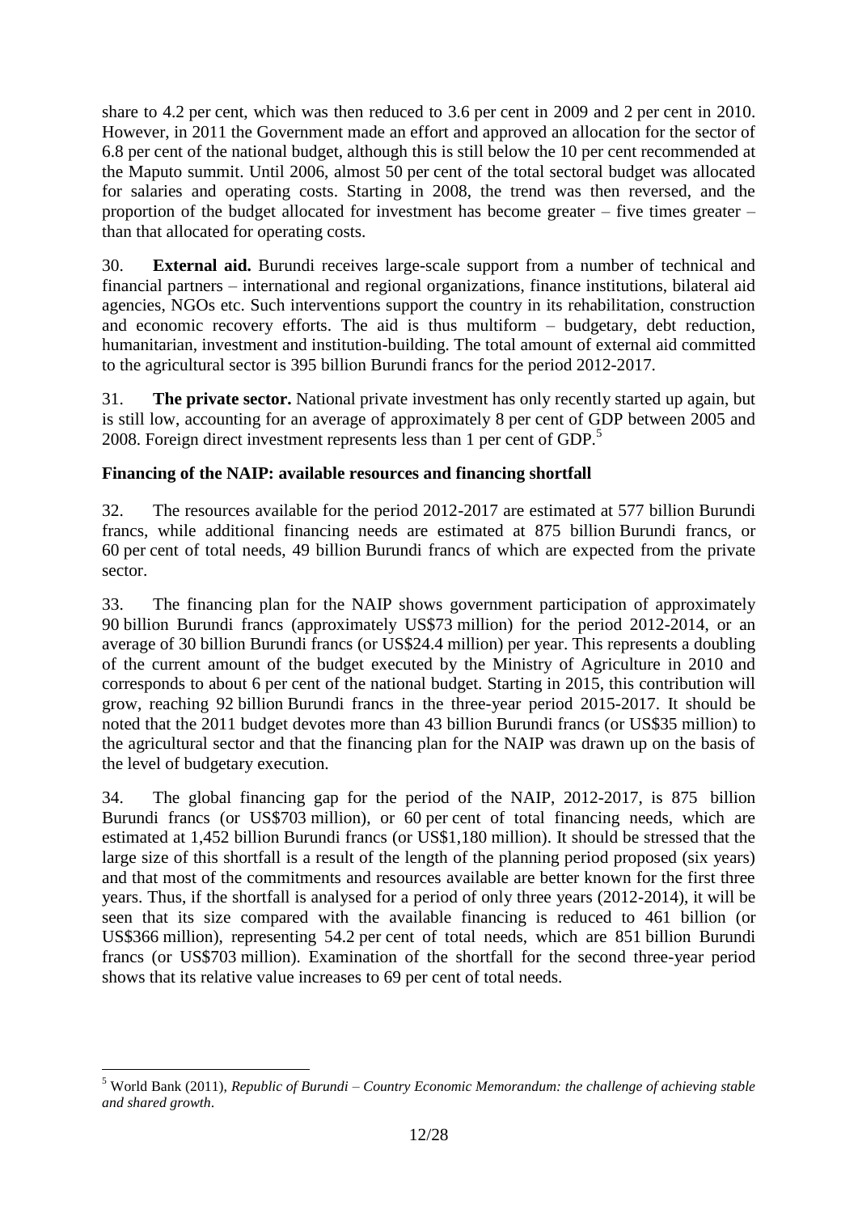share to 4.2 per cent, which was then reduced to 3.6 per cent in 2009 and 2 per cent in 2010. However, in 2011 the Government made an effort and approved an allocation for the sector of 6.8 per cent of the national budget, although this is still below the 10 per cent recommended at the Maputo summit. Until 2006, almost 50 per cent of the total sectoral budget was allocated for salaries and operating costs. Starting in 2008, the trend was then reversed, and the proportion of the budget allocated for investment has become greater – five times greater – than that allocated for operating costs.

30. **External aid.** Burundi receives large-scale support from a number of technical and financial partners – international and regional organizations, finance institutions, bilateral aid agencies, NGOs etc. Such interventions support the country in its rehabilitation, construction and economic recovery efforts. The aid is thus multiform – budgetary, debt reduction, humanitarian, investment and institution-building. The total amount of external aid committed to the agricultural sector is 395 billion Burundi francs for the period 2012-2017.

31. **The private sector.** National private investment has only recently started up again, but is still low, accounting for an average of approximately 8 per cent of GDP between 2005 and 2008. Foreign direct investment represents less than 1 per cent of GDP.[5]

**Financing of the NAIP: available resources and financing shortfall**

32. The resources available for the period 2012-2017 are estimated at 577 billion Burundi francs, while additional financing needs are estimated at 875 billion Burundi francs, or 60 per cent of total needs, 49 billion Burundi francs of which are expected from the private sector.

33. The financing plan for the NAIP shows government participation of approximately 90 billion Burundi francs (approximately US$73 million) for the period 2012-2014, or an average of 30 billion Burundi francs (or US$24.4 million) per year. This represents a doubling of the current amount of the budget executed by the Ministry of Agriculture in 2010 and corresponds to about 6 per cent of the national budget. Starting in 2015, this contribution will grow, reaching 92 billion Burundi francs in the three-year period 2015-2017. It should be noted that the 2011 budget devotes more than 43 billion Burundi francs (or US$35 million) to the agricultural sector and that the financing plan for the NAIP was drawn up on the basis of the level of budgetary execution.

34. The global financing gap for the period of the NAIP, 2012-2017, is 875 billion Burundi francs (or US$703 million), or 60 per cent of total financing needs, which are estimated at 1,452 billion Burundi francs (or US$1,180 million). It should be stressed that the large size of this shortfall is a result of the length of the planning period proposed (six years) and that most of the commitments and resources available are better known for the first three years. Thus, if the shortfall is analysed for a period of only three years (2012-2014), it will be seen that its size compared with the available financing is reduced to 461 billion (or US$366 million), representing 54.2 per cent of total needs, which are 851 billion Burundi francs (or US$703 million). Examination of the shortfall for the second three-year period shows that its relative value increases to 69 per cent of total needs.

[5] World Bank (2011), *Republic of Burundi – Country Economic Memorandum: the challenge of achieving stable and shared growth*.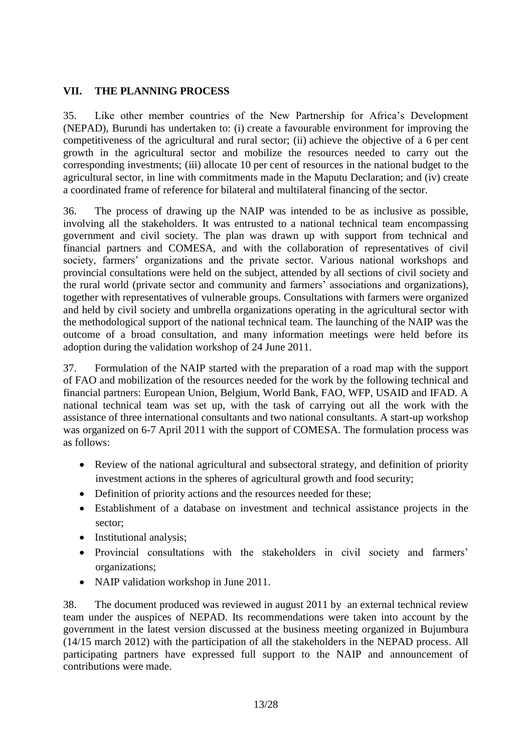## VII. THE PLANNING PROCESS

35. Like other member countries of the New Partnership for Africa's Development (NEPAD), Burundi has undertaken to: (i) create a favourable environment for improving the competitiveness of the agricultural and rural sector; (ii) achieve the objective of a 6 per cent growth in the agricultural sector and mobilize the resources needed to carry out the corresponding investments; (iii) allocate 10 per cent of resources in the national budget to the agricultural sector, in line with commitments made in the Maputu Declaration; and (iv) create a coordinated frame of reference for bilateral and multilateral financing of the sector.

36. The process of drawing up the NAIP was intended to be as inclusive as possible, involving all the stakeholders. It was entrusted to a national technical team encompassing government and civil society. The plan was drawn up with support from technical and financial partners and COMESA, and with the collaboration of representatives of civil society, farmers' organizations and the private sector. Various national workshops and provincial consultations were held on the subject, attended by all sections of civil society and the rural world (private sector and community and farmers' associations and organizations), together with representatives of vulnerable groups. Consultations with farmers were organized and held by civil society and umbrella organizations operating in the agricultural sector with the methodological support of the national technical team. The launching of the NAIP was the outcome of a broad consultation, and many information meetings were held before its adoption during the validation workshop of 24 June 2011.

37. Formulation of the NAIP started with the preparation of a road map with the support of FAO and mobilization of the resources needed for the work by the following technical and financial partners: European Union, Belgium, World Bank, FAO, WFP, USAID and IFAD. A national technical team was set up, with the task of carrying out all the work with the assistance of three international consultants and two national consultants. A start-up workshop was organized on 6-7 April 2011 with the support of COMESA. The formulation process was as follows:

- Review of the national agricultural and subsectoral strategy, and definition of priority investment actions in the spheres of agricultural growth and food security;
- Definition of priority actions and the resources needed for these;
- Establishment of a database on investment and technical assistance projects in the sector;
- Institutional analysis;
- Provincial consultations with the stakeholders in civil society and farmers' organizations;
- NAIP validation workshop in June 2011.

38. The document produced was reviewed in august 2011 by an external technical review team under the auspices of NEPAD. Its recommendations were taken into account by the government in the latest version discussed at the business meeting organized in Bujumbura (14/15 march 2012) with the participation of all the stakeholders in the NEPAD process. All participating partners have expressed full support to the NAIP and announcement of contributions were made.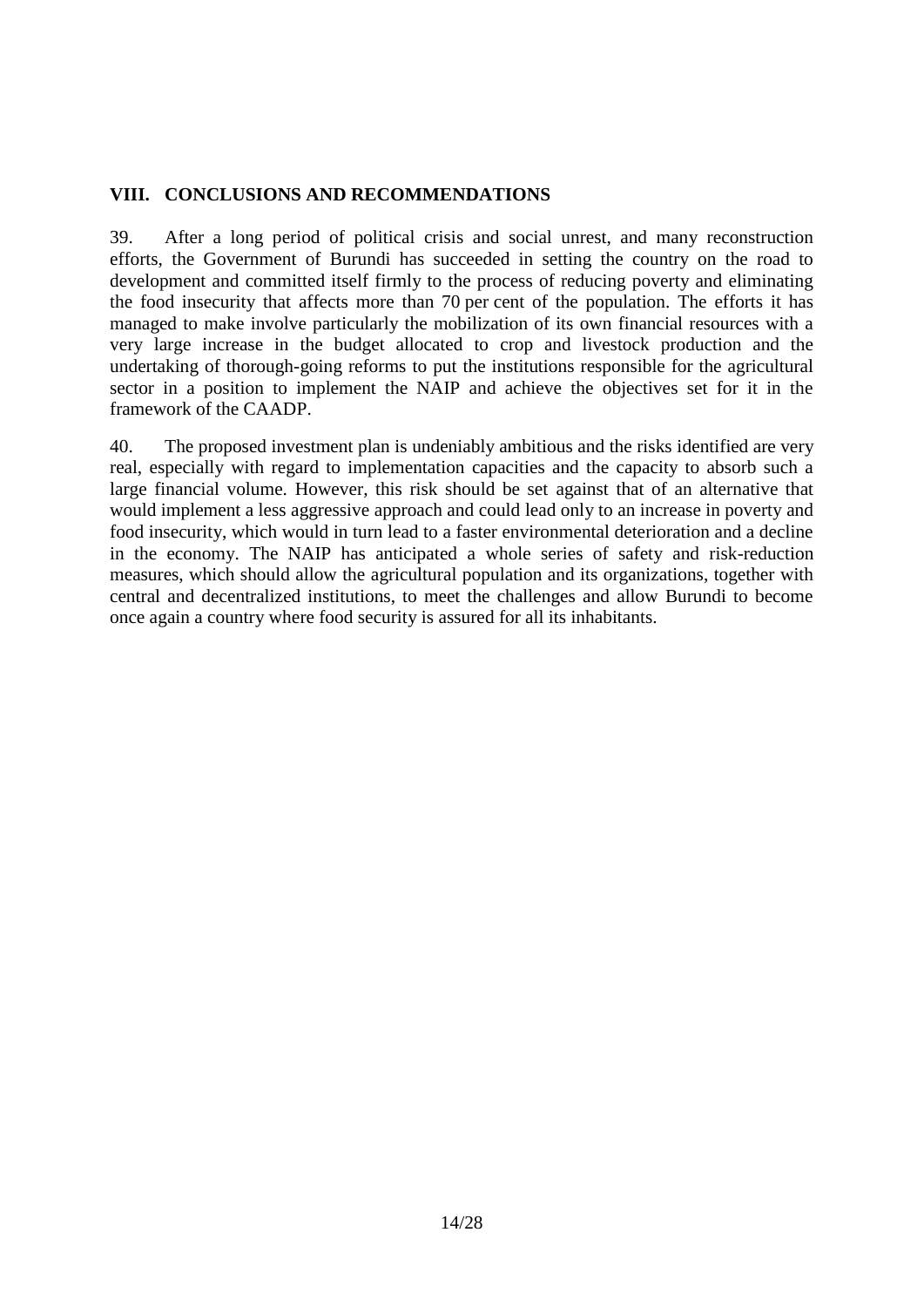## VIII. CONCLUSIONS AND RECOMMENDATIONS

39. After a long period of political crisis and social unrest, and many reconstruction efforts, the Government of Burundi has succeeded in setting the country on the road to development and committed itself firmly to the process of reducing poverty and eliminating the food insecurity that affects more than 70 per cent of the population. The efforts it has managed to make involve particularly the mobilization of its own financial resources with a very large increase in the budget allocated to crop and livestock production and the undertaking of thorough-going reforms to put the institutions responsible for the agricultural sector in a position to implement the NAIP and achieve the objectives set for it in the framework of the CAADP.

40. The proposed investment plan is undeniably ambitious and the risks identified are very real, especially with regard to implementation capacities and the capacity to absorb such a large financial volume. However, this risk should be set against that of an alternative that would implement a less aggressive approach and could lead only to an increase in poverty and food insecurity, which would in turn lead to a faster environmental deterioration and a decline in the economy. The NAIP has anticipated a whole series of safety and risk-reduction measures, which should allow the agricultural population and its organizations, together with central and decentralized institutions, to meet the challenges and allow Burundi to become once again a country where food security is assured for all its inhabitants.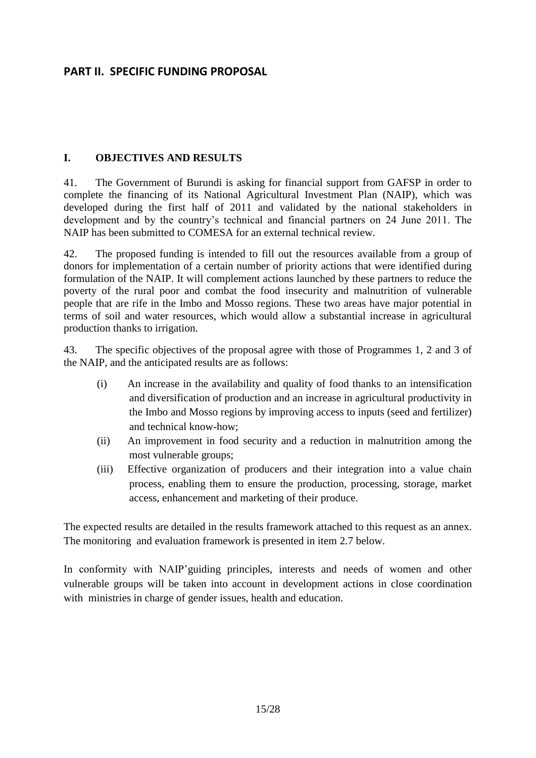## PART II. SPECIFIC FUNDING PROPOSAL

### I. OBJECTIVES AND RESULTS

41. The Government of Burundi is asking for financial support from GAFSP in order to complete the financing of its National Agricultural Investment Plan (NAIP), which was developed during the first half of 2011 and validated by the national stakeholders in development and by the country's technical and financial partners on 24 June 2011. The NAIP has been submitted to COMESA for an external technical review.

42. The proposed funding is intended to fill out the resources available from a group of donors for implementation of a certain number of priority actions that were identified during formulation of the NAIP. It will complement actions launched by these partners to reduce the poverty of the rural poor and combat the food insecurity and malnutrition of vulnerable people that are rife in the Imbo and Mosso regions. These two areas have major potential in terms of soil and water resources, which would allow a substantial increase in agricultural production thanks to irrigation.

43. The specific objectives of the proposal agree with those of Programmes 1, 2 and 3 of the NAIP, and the anticipated results are as follows:

- (i) An increase in the availability and quality of food thanks to an intensification and diversification of production and an increase in agricultural productivity in the Imbo and Mosso regions by improving access to inputs (seed and fertilizer) and technical know-how;
- (ii) An improvement in food security and a reduction in malnutrition among the most vulnerable groups;
- (iii) Effective organization of producers and their integration into a value chain process, enabling them to ensure the production, processing, storage, market access, enhancement and marketing of their produce.

The expected results are detailed in the results framework attached to this request as an annex. The monitoring and evaluation framework is presented in item 2.7 below.

In conformity with NAIP'guiding principles, interests and needs of women and other vulnerable groups will be taken into account in development actions in close coordination with ministries in charge of gender issues, health and education.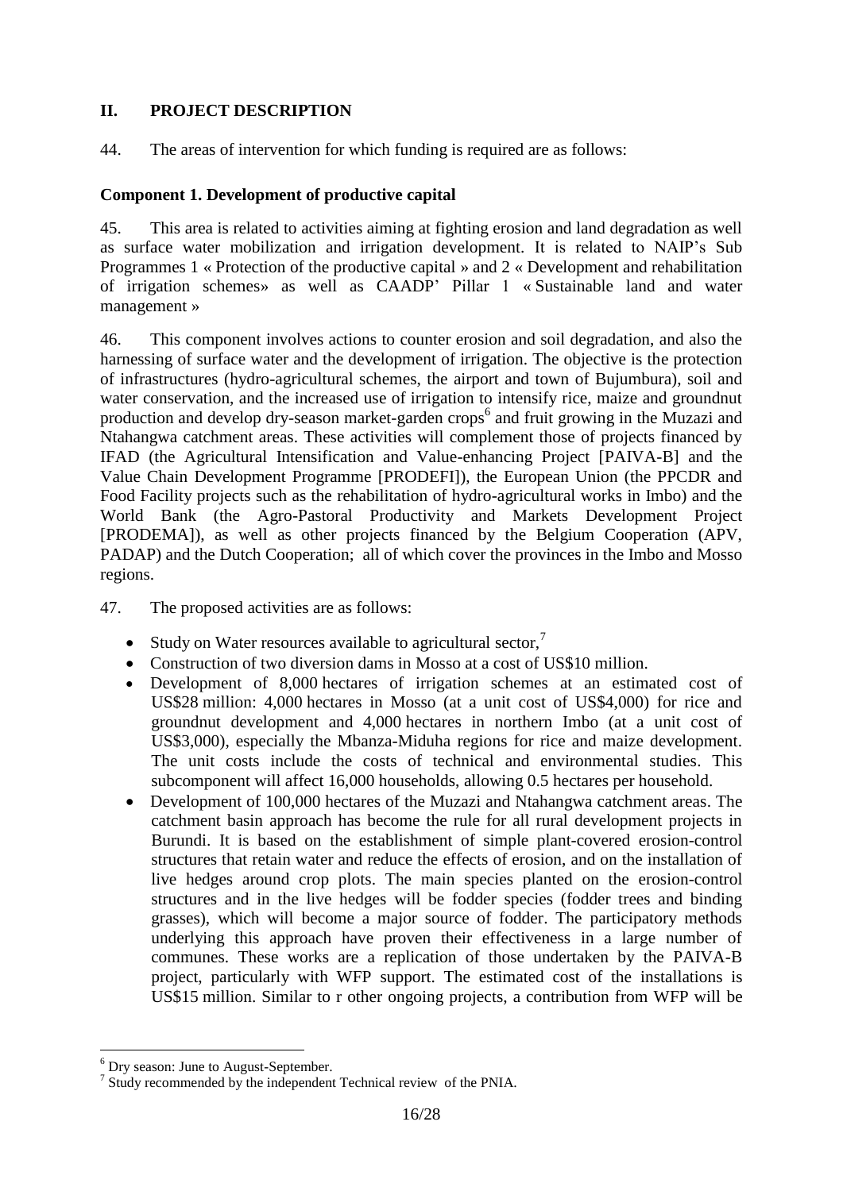## II. PROJECT DESCRIPTION

44. The areas of intervention for which funding is required are as follows:

### Component 1. Development of productive capital

45. This area is related to activities aiming at fighting erosion and land degradation as well as surface water mobilization and irrigation development. It is related to NAIP's Sub Programmes 1 « Protection of the productive capital » and 2 « Development and rehabilitation of irrigation schemes» as well as CAADP' Pillar 1 « Sustainable land and water management »

46. This component involves actions to counter erosion and soil degradation, and also the harnessing of surface water and the development of irrigation. The objective is the protection of infrastructures (hydro-agricultural schemes, the airport and town of Bujumbura), soil and water conservation, and the increased use of irrigation to intensify rice, maize and groundnut production and develop dry-season market-garden crops[6] and fruit growing in the Muzazi and Ntahangwa catchment areas. These activities will complement those of projects financed by IFAD (the Agricultural Intensification and Value-enhancing Project [PAIVA-B] and the Value Chain Development Programme [PRODEFI]), the European Union (the PPCDR and Food Facility projects such as the rehabilitation of hydro-agricultural works in Imbo) and the World Bank (the Agro-Pastoral Productivity and Markets Development Project [PRODEMA]), as well as other projects financed by the Belgium Cooperation (APV, PADAP) and the Dutch Cooperation; all of which cover the provinces in the Imbo and Mosso regions.

47. The proposed activities are as follows:

- Study on Water resources available to agricultural sector,[7]
- Construction of two diversion dams in Mosso at a cost of US$10 million.
- Development of 8,000 hectares of irrigation schemes at an estimated cost of US$28 million: 4,000 hectares in Mosso (at a unit cost of US$4,000) for rice and groundnut development and 4,000 hectares in northern Imbo (at a unit cost of US$3,000), especially the Mbanza-Miduha regions for rice and maize development. The unit costs include the costs of technical and environmental studies. This subcomponent will affect 16,000 households, allowing 0.5 hectares per household.
- Development of 100,000 hectares of the Muzazi and Ntahangwa catchment areas. The catchment basin approach has become the rule for all rural development projects in Burundi. It is based on the establishment of simple plant-covered erosion-control structures that retain water and reduce the effects of erosion, and on the installation of live hedges around crop plots. The main species planted on the erosion-control structures and in the live hedges will be fodder species (fodder trees and binding grasses), which will become a major source of fodder. The participatory methods underlying this approach have proven their effectiveness in a large number of communes. These works are a replication of those undertaken by the PAIVA-B project, particularly with WFP support. The estimated cost of the installations is US$15 million. Similar to r other ongoing projects, a contribution from WFP will be

---

[6] Dry season: June to August-September.

[7] Study recommended by the independent Technical review of the PNIA.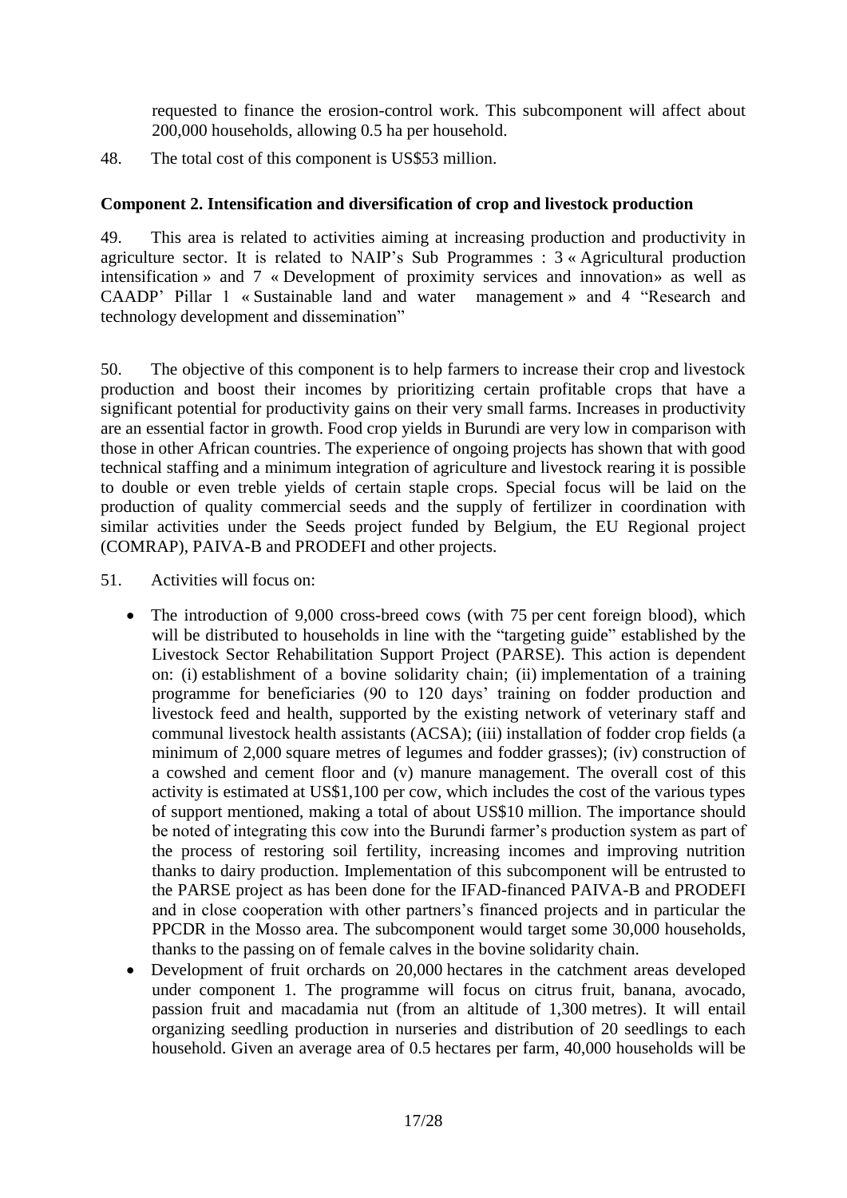requested to finance the erosion-control work. This subcomponent will affect about 200,000 households, allowing 0.5 ha per household.

48. The total cost of this component is US$53 million.

**Component 2. Intensification and diversification of crop and livestock production**

49. This area is related to activities aiming at increasing production and productivity in agriculture sector. It is related to NAIP's Sub Programmes : 3 « Agricultural production intensification » and 7 « Development of proximity services and innovation» as well as CAADP' Pillar 1 « Sustainable land and water management » and 4 "Research and technology development and dissemination"

50. The objective of this component is to help farmers to increase their crop and livestock production and boost their incomes by prioritizing certain profitable crops that have a significant potential for productivity gains on their very small farms. Increases in productivity are an essential factor in growth. Food crop yields in Burundi are very low in comparison with those in other African countries. The experience of ongoing projects has shown that with good technical staffing and a minimum integration of agriculture and livestock rearing it is possible to double or even treble yields of certain staple crops. Special focus will be laid on the production of quality commercial seeds and the supply of fertilizer in coordination with similar activities under the Seeds project funded by Belgium, the EU Regional project (COMRAP), PAIVA-B and PRODEFI and other projects.

51. Activities will focus on:

- The introduction of 9,000 cross-breed cows (with 75 per cent foreign blood), which will be distributed to households in line with the "targeting guide" established by the Livestock Sector Rehabilitation Support Project (PARSE). This action is dependent on: (i) establishment of a bovine solidarity chain; (ii) implementation of a training programme for beneficiaries (90 to 120 days' training on fodder production and livestock feed and health, supported by the existing network of veterinary staff and communal livestock health assistants (ACSA); (iii) installation of fodder crop fields (a minimum of 2,000 square metres of legumes and fodder grasses); (iv) construction of a cowshed and cement floor and (v) manure management. The overall cost of this activity is estimated at US$1,100 per cow, which includes the cost of the various types of support mentioned, making a total of about US$10 million. The importance should be noted of integrating this cow into the Burundi farmer's production system as part of the process of restoring soil fertility, increasing incomes and improving nutrition thanks to dairy production. Implementation of this subcomponent will be entrusted to the PARSE project as has been done for the IFAD-financed PAIVA-B and PRODEFI and in close cooperation with other partners's financed projects and in particular the PPCDR in the Mosso area. The subcomponent would target some 30,000 households, thanks to the passing on of female calves in the bovine solidarity chain.
- Development of fruit orchards on 20,000 hectares in the catchment areas developed under component 1. The programme will focus on citrus fruit, banana, avocado, passion fruit and macadamia nut (from an altitude of 1,300 metres). It will entail organizing seedling production in nurseries and distribution of 20 seedlings to each household. Given an average area of 0.5 hectares per farm, 40,000 households will be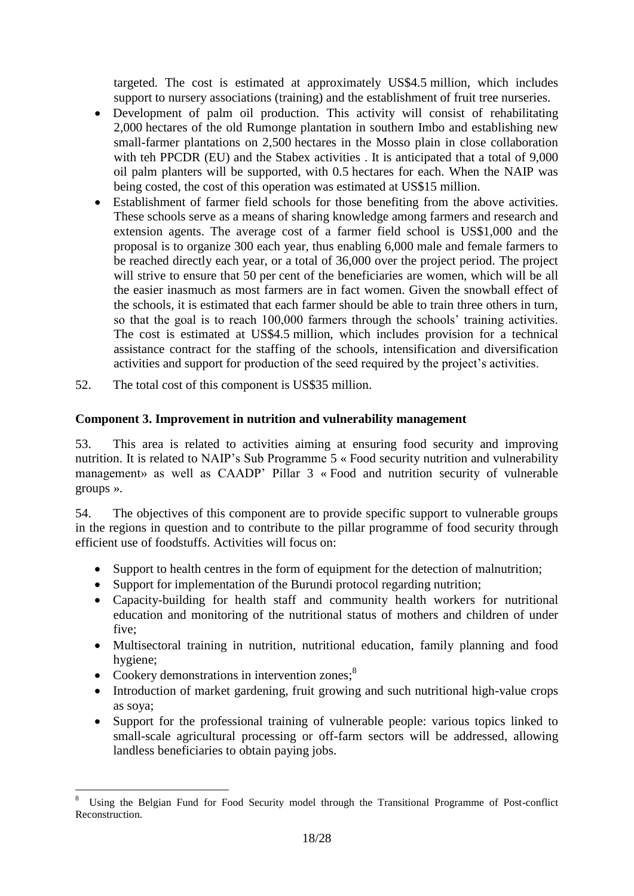targeted. The cost is estimated at approximately US$4.5 million, which includes support to nursery associations (training) and the establishment of fruit tree nurseries.

- Development of palm oil production. This activity will consist of rehabilitating 2,000 hectares of the old Rumonge plantation in southern Imbo and establishing new small-farmer plantations on 2,500 hectares in the Mosso plain in close collaboration with teh PPCDR (EU) and the Stabex activities . It is anticipated that a total of 9,000 oil palm planters will be supported, with 0.5 hectares for each. When the NAIP was being costed, the cost of this operation was estimated at US$15 million.
- Establishment of farmer field schools for those benefiting from the above activities. These schools serve as a means of sharing knowledge among farmers and research and extension agents. The average cost of a farmer field school is US$1,000 and the proposal is to organize 300 each year, thus enabling 6,000 male and female farmers to be reached directly each year, or a total of 36,000 over the project period. The project will strive to ensure that 50 per cent of the beneficiaries are women, which will be all the easier inasmuch as most farmers are in fact women. Given the snowball effect of the schools, it is estimated that each farmer should be able to train three others in turn, so that the goal is to reach 100,000 farmers through the schools' training activities. The cost is estimated at US$4.5 million, which includes provision for a technical assistance contract for the staffing of the schools, intensification and diversification activities and support for production of the seed required by the project's activities.

52. The total cost of this component is US$35 million.

**Component 3. Improvement in nutrition and vulnerability management**

53. This area is related to activities aiming at ensuring food security and improving nutrition. It is related to NAIP's Sub Programme 5 « Food security nutrition and vulnerability management» as well as CAADP' Pillar 3 « Food and nutrition security of vulnerable groups ».

54. The objectives of this component are to provide specific support to vulnerable groups in the regions in question and to contribute to the pillar programme of food security through efficient use of foodstuffs. Activities will focus on:

- Support to health centres in the form of equipment for the detection of malnutrition;
- Support for implementation of the Burundi protocol regarding nutrition;
- Capacity-building for health staff and community health workers for nutritional education and monitoring of the nutritional status of mothers and children of under five;
- Multisectoral training in nutrition, nutritional education, family planning and food hygiene;
- Cookery demonstrations in intervention zones;[8]
- Introduction of market gardening, fruit growing and such nutritional high-value crops as soya;
- Support for the professional training of vulnerable people: various topics linked to small-scale agricultural processing or off-farm sectors will be addressed, allowing landless beneficiaries to obtain paying jobs.

[8] Using the Belgian Fund for Food Security model through the Transitional Programme of Post-conflict Reconstruction.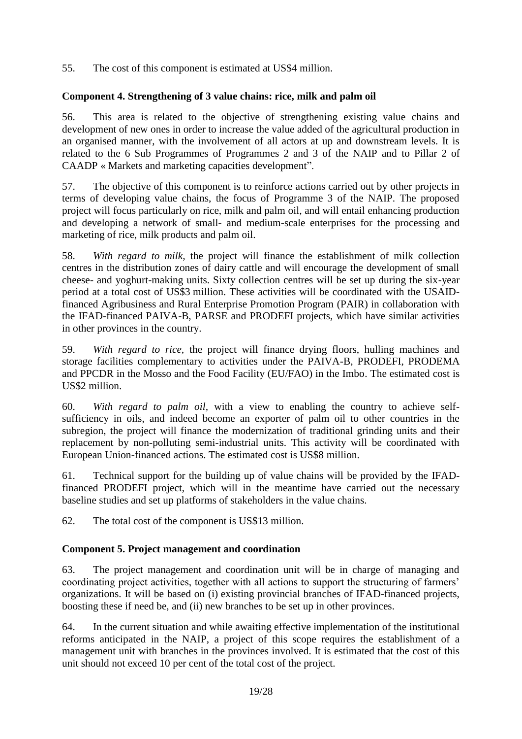55. The cost of this component is estimated at US$4 million.

**Component 4. Strengthening of 3 value chains: rice, milk and palm oil**

56. This area is related to the objective of strengthening existing value chains and development of new ones in order to increase the value added of the agricultural production in an organised manner, with the involvement of all actors at up and downstream levels. It is related to the 6 Sub Programmes of Programmes 2 and 3 of the NAIP and to Pillar 2 of CAADP « Markets and marketing capacities development".

57. The objective of this component is to reinforce actions carried out by other projects in terms of developing value chains, the focus of Programme 3 of the NAIP. The proposed project will focus particularly on rice, milk and palm oil, and will entail enhancing production and developing a network of small- and medium-scale enterprises for the processing and marketing of rice, milk products and palm oil.

58. *With regard to milk,* the project will finance the establishment of milk collection centres in the distribution zones of dairy cattle and will encourage the development of small cheese- and yoghurt-making units. Sixty collection centres will be set up during the six-year period at a total cost of US$3 million. These activities will be coordinated with the USAID-financed Agribusiness and Rural Enterprise Promotion Program (PAIR) in collaboration with the IFAD-financed PAIVA-B, PARSE and PRODEFI projects, which have similar activities in other provinces in the country.

59. *With regard to rice,* the project will finance drying floors, hulling machines and storage facilities complementary to activities under the PAIVA-B, PRODEFI, PRODEMA and PPCDR in the Mosso and the Food Facility (EU/FAO) in the Imbo. The estimated cost is US$2 million.

60. *With regard to palm oil,* with a view to enabling the country to achieve self-sufficiency in oils, and indeed become an exporter of palm oil to other countries in the subregion, the project will finance the modernization of traditional grinding units and their replacement by non-polluting semi-industrial units. This activity will be coordinated with European Union-financed actions. The estimated cost is US$8 million.

61. Technical support for the building up of value chains will be provided by the IFAD-financed PRODEFI project, which will in the meantime have carried out the necessary baseline studies and set up platforms of stakeholders in the value chains.

62. The total cost of the component is US$13 million.

**Component 5. Project management and coordination**

63. The project management and coordination unit will be in charge of managing and coordinating project activities, together with all actions to support the structuring of farmers' organizations. It will be based on (i) existing provincial branches of IFAD-financed projects, boosting these if need be, and (ii) new branches to be set up in other provinces.

64. In the current situation and while awaiting effective implementation of the institutional reforms anticipated in the NAIP, a project of this scope requires the establishment of a management unit with branches in the provinces involved. It is estimated that the cost of this unit should not exceed 10 per cent of the total cost of the project.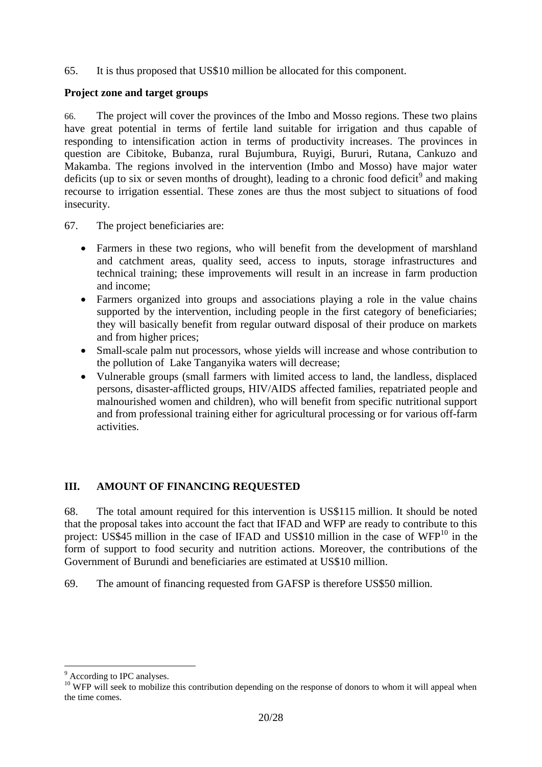65. It is thus proposed that US$10 million be allocated for this component.

**Project zone and target groups**

66. The project will cover the provinces of the Imbo and Mosso regions. These two plains have great potential in terms of fertile land suitable for irrigation and thus capable of responding to intensification action in terms of productivity increases. The provinces in question are Cibitoke, Bubanza, rural Bujumbura, Ruyigi, Bururi, Rutana, Cankuzo and Makamba. The regions involved in the intervention (Imbo and Mosso) have major water deficits (up to six or seven months of drought), leading to a chronic food deficit[9] and making recourse to irrigation essential. These zones are thus the most subject to situations of food insecurity.

67. The project beneficiaries are:

- Farmers in these two regions, who will benefit from the development of marshland and catchment areas, quality seed, access to inputs, storage infrastructures and technical training; these improvements will result in an increase in farm production and income;
- Farmers organized into groups and associations playing a role in the value chains supported by the intervention, including people in the first category of beneficiaries; they will basically benefit from regular outward disposal of their produce on markets and from higher prices;
- Small-scale palm nut processors, whose yields will increase and whose contribution to the pollution of Lake Tanganyika waters will decrease;
- Vulnerable groups (small farmers with limited access to land, the landless, displaced persons, disaster-afflicted groups, HIV/AIDS affected families, repatriated people and malnourished women and children), who will benefit from specific nutritional support and from professional training either for agricultural processing or for various off-farm activities.

## III. AMOUNT OF FINANCING REQUESTED

68. The total amount required for this intervention is US$115 million. It should be noted that the proposal takes into account the fact that IFAD and WFP are ready to contribute to this project: US$45 million in the case of IFAD and US$10 million in the case of WFP[10] in the form of support to food security and nutrition actions. Moreover, the contributions of the Government of Burundi and beneficiaries are estimated at US$10 million.

69. The amount of financing requested from GAFSP is therefore US$50 million.

---

[9] According to IPC analyses.

[10] WFP will seek to mobilize this contribution depending on the response of donors to whom it will appeal when the time comes.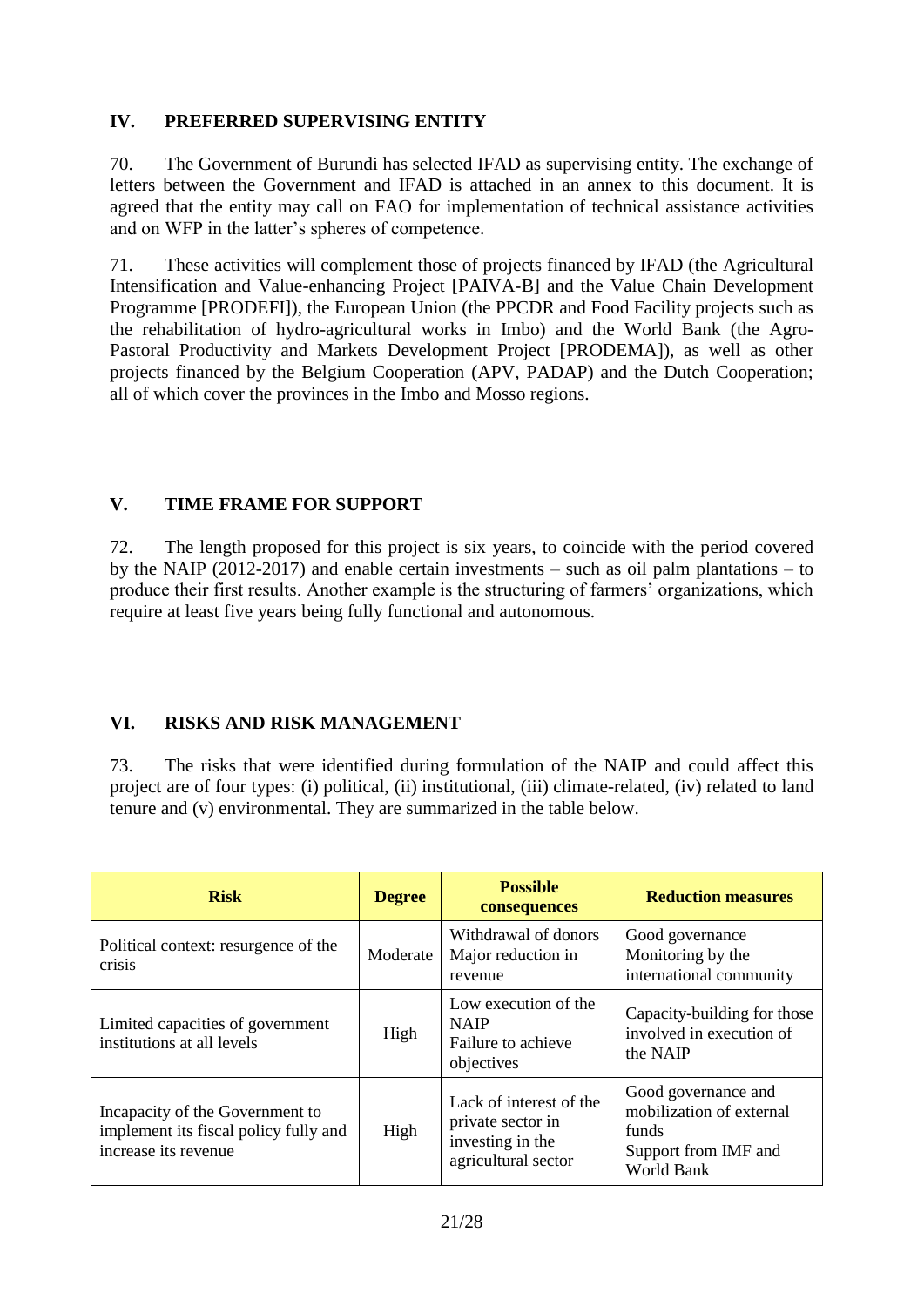## IV. PREFERRED SUPERVISING ENTITY

70. The Government of Burundi has selected IFAD as supervising entity. The exchange of letters between the Government and IFAD is attached in an annex to this document. It is agreed that the entity may call on FAO for implementation of technical assistance activities and on WFP in the latter's spheres of competence.

71. These activities will complement those of projects financed by IFAD (the Agricultural Intensification and Value-enhancing Project [PAIVA-B] and the Value Chain Development Programme [PRODEFI]), the European Union (the PPCDR and Food Facility projects such as the rehabilitation of hydro-agricultural works in Imbo) and the World Bank (the Agro-Pastoral Productivity and Markets Development Project [PRODEMA]), as well as other projects financed by the Belgium Cooperation (APV, PADAP) and the Dutch Cooperation; all of which cover the provinces in the Imbo and Mosso regions.

## V. TIME FRAME FOR SUPPORT

72. The length proposed for this project is six years, to coincide with the period covered by the NAIP (2012-2017) and enable certain investments – such as oil palm plantations – to produce their first results. Another example is the structuring of farmers' organizations, which require at least five years being fully functional and autonomous.

## VI. RISKS AND RISK MANAGEMENT

73. The risks that were identified during formulation of the NAIP and could affect this project are of four types: (i) political, (ii) institutional, (iii) climate-related, (iv) related to land tenure and (v) environmental. They are summarized in the table below.

| Risk | Degree | Possible consequences | Reduction measures |
|---|---|---|---|
| Political context: resurgence of the crisis | Moderate | Withdrawal of donors<br>Major reduction in revenue | Good governance<br>Monitoring by the international community |
| Limited capacities of government institutions at all levels | High | Low execution of the NAIP<br>Failure to achieve objectives | Capacity-building for those involved in execution of the NAIP |
| Incapacity of the Government to implement its fiscal policy fully and increase its revenue | High | Lack of interest of the private sector in investing in the agricultural sector | Good governance and mobilization of external funds<br>Support from IMF and World Bank |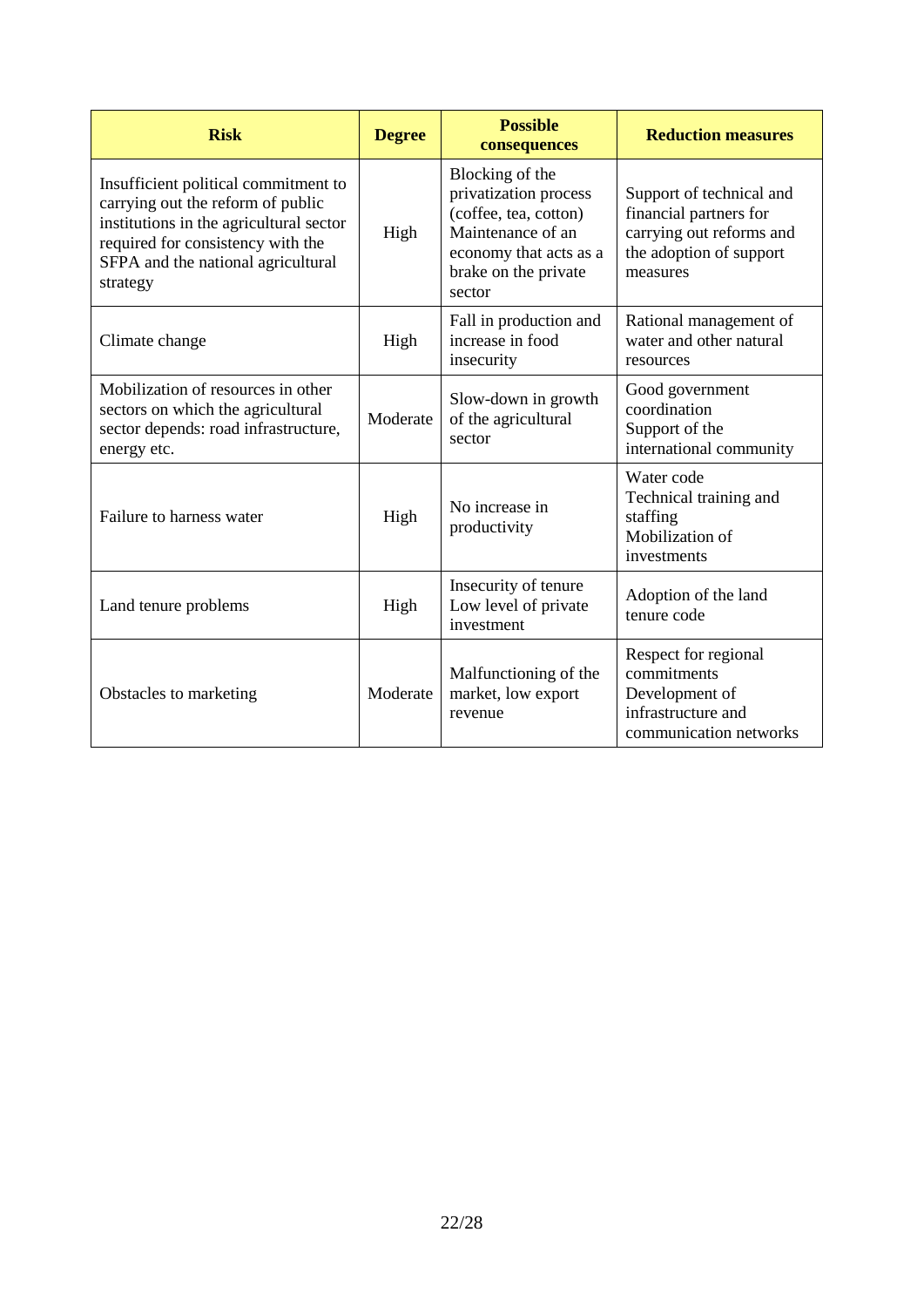| Risk | Degree | Possible consequences | Reduction measures |
|---|---|---|---|
| Insufficient political commitment to carrying out the reform of public institutions in the agricultural sector required for consistency with the SFPA and the national agricultural strategy | High | Blocking of the privatization process (coffee, tea, cotton) Maintenance of an economy that acts as a brake on the private sector | Support of technical and financial partners for carrying out reforms and the adoption of support measures |
| Climate change | High | Fall in production and increase in food insecurity | Rational management of water and other natural resources |
| Mobilization of resources in other sectors on which the agricultural sector depends: road infrastructure, energy etc. | Moderate | Slow-down in growth of the agricultural sector | Good government coordination Support of the international community |
| Failure to harness water | High | No increase in productivity | Water code Technical training and staffing Mobilization of investments |
| Land tenure problems | High | Insecurity of tenure Low level of private investment | Adoption of the land tenure code |
| Obstacles to marketing | Moderate | Malfunctioning of the market, low export revenue | Respect for regional commitments Development of infrastructure and communication networks |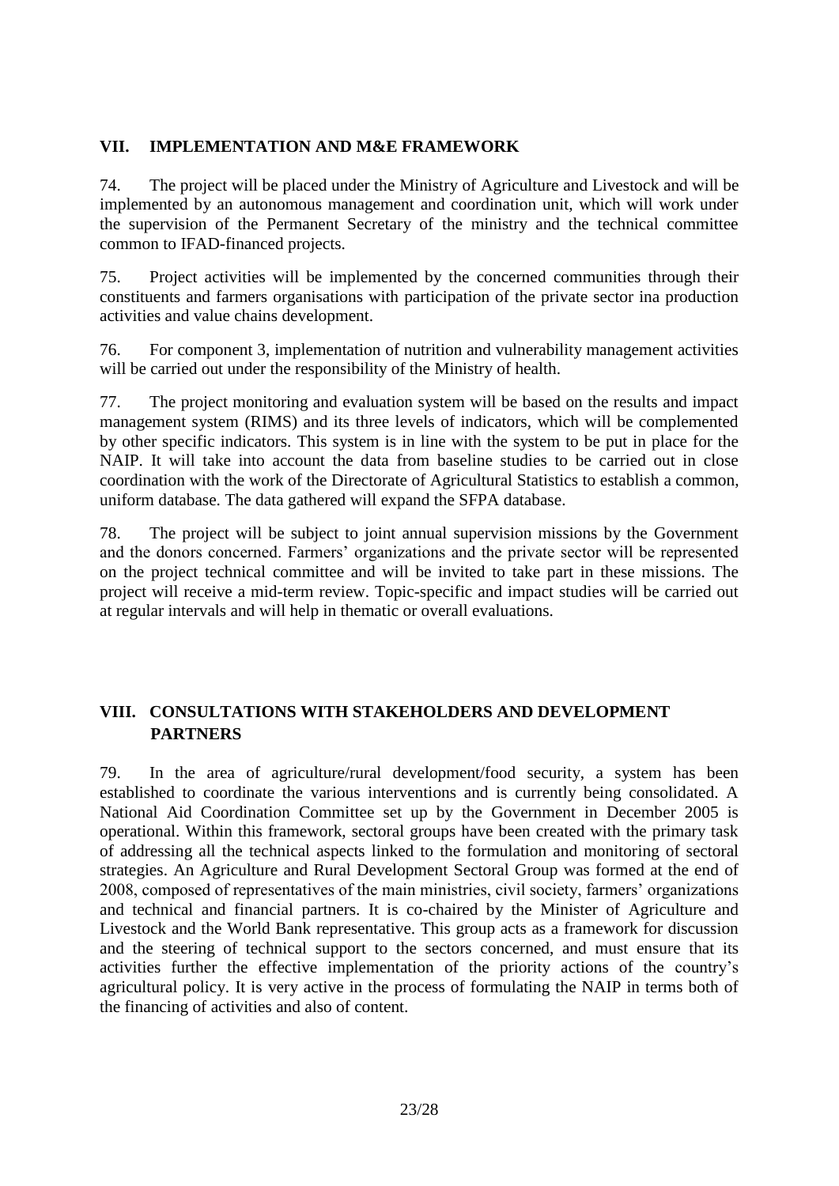## VII. IMPLEMENTATION AND M&E FRAMEWORK

74. The project will be placed under the Ministry of Agriculture and Livestock and will be implemented by an autonomous management and coordination unit, which will work under the supervision of the Permanent Secretary of the ministry and the technical committee common to IFAD-financed projects.

75. Project activities will be implemented by the concerned communities through their constituents and farmers organisations with participation of the private sector ina production activities and value chains development.

76. For component 3, implementation of nutrition and vulnerability management activities will be carried out under the responsibility of the Ministry of health.

77. The project monitoring and evaluation system will be based on the results and impact management system (RIMS) and its three levels of indicators, which will be complemented by other specific indicators. This system is in line with the system to be put in place for the NAIP. It will take into account the data from baseline studies to be carried out in close coordination with the work of the Directorate of Agricultural Statistics to establish a common, uniform database. The data gathered will expand the SFPA database.

78. The project will be subject to joint annual supervision missions by the Government and the donors concerned. Farmers' organizations and the private sector will be represented on the project technical committee and will be invited to take part in these missions. The project will receive a mid-term review. Topic-specific and impact studies will be carried out at regular intervals and will help in thematic or overall evaluations.

## VIII. CONSULTATIONS WITH STAKEHOLDERS AND DEVELOPMENT PARTNERS

79. In the area of agriculture/rural development/food security, a system has been established to coordinate the various interventions and is currently being consolidated. A National Aid Coordination Committee set up by the Government in December 2005 is operational. Within this framework, sectoral groups have been created with the primary task of addressing all the technical aspects linked to the formulation and monitoring of sectoral strategies. An Agriculture and Rural Development Sectoral Group was formed at the end of 2008, composed of representatives of the main ministries, civil society, farmers' organizations and technical and financial partners. It is co-chaired by the Minister of Agriculture and Livestock and the World Bank representative. This group acts as a framework for discussion and the steering of technical support to the sectors concerned, and must ensure that its activities further the effective implementation of the priority actions of the country's agricultural policy. It is very active in the process of formulating the NAIP in terms both of the financing of activities and also of content.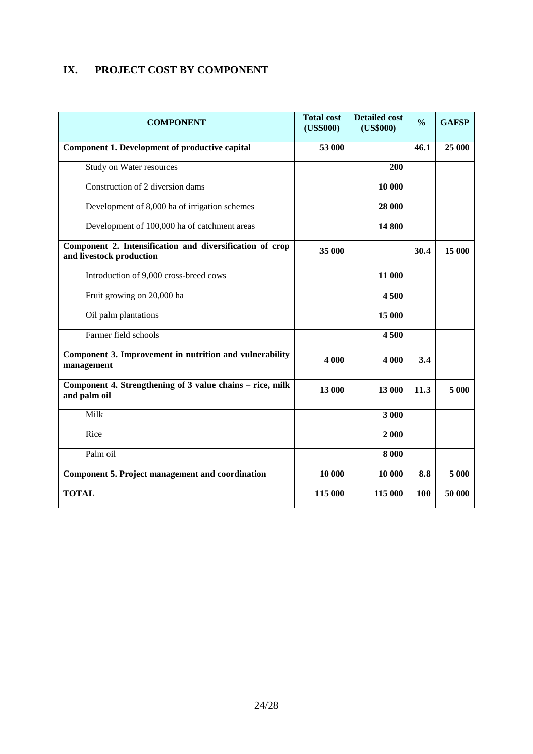## IX. PROJECT COST BY COMPONENT

| COMPONENT | Total cost (US$000) | Detailed cost (US$000) | % | GAFSP |
|---|---|---|---|---|
| **Component 1. Development of productive capital** | **53 000** | | **46.1** | **25 000** |
| Study on Water resources | | **200** | | |
| Construction of 2 diversion dams | | **10 000** | | |
| Development of 8,000 ha of irrigation schemes | | **28 000** | | |
| Development of 100,000 ha of catchment areas | | **14 800** | | |
| **Component 2. Intensification and diversification of crop and livestock production** | **35 000** | | **30.4** | **15 000** |
| Introduction of 9,000 cross-breed cows | | **11 000** | | |
| Fruit growing on 20,000 ha | | **4 500** | | |
| Oil palm plantations | | **15 000** | | |
| Farmer field schools | | **4 500** | | |
| **Component 3. Improvement in nutrition and vulnerability management** | **4 000** | **4 000** | **3.4** | |
| **Component 4. Strengthening of 3 value chains – rice, milk and palm oil** | **13 000** | **13 000** | **11.3** | **5 000** |
| Milk | | **3 000** | | |
| Rice | | **2 000** | | |
| Palm oil | | **8 000** | | |
| **Component 5. Project management and coordination** | **10 000** | **10 000** | **8.8** | **5 000** |
| **TOTAL** | **115 000** | **115 000** | **100** | **50 000** |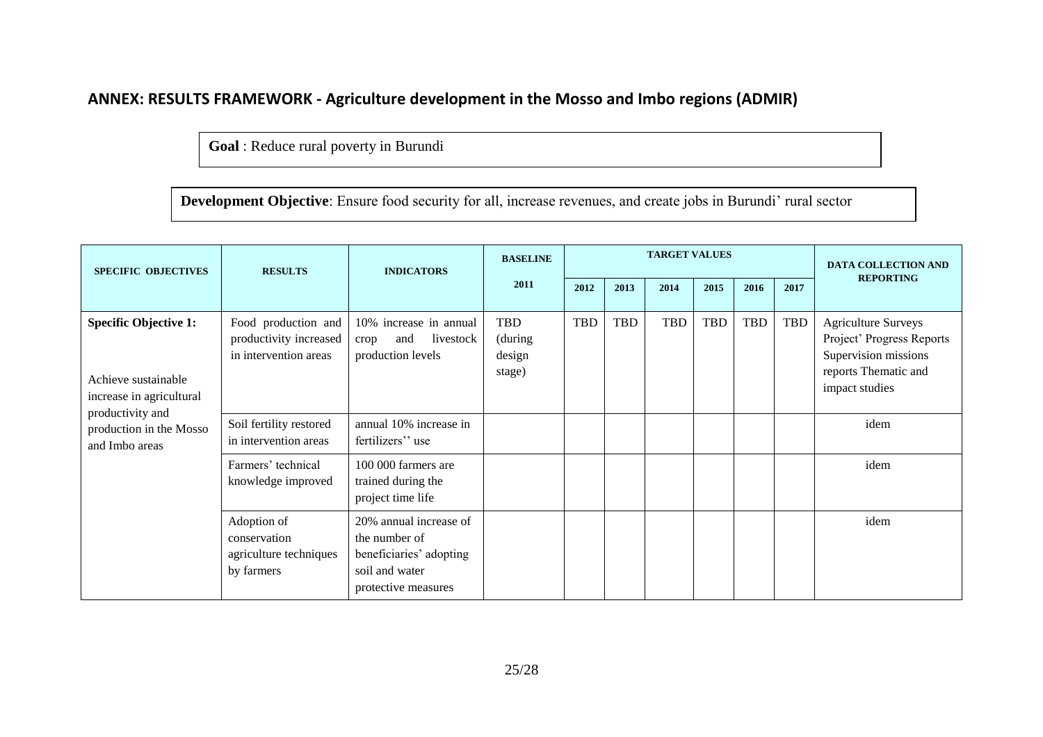## ANNEX: RESULTS FRAMEWORK - Agriculture development in the Mosso and Imbo regions (ADMIR)

**Goal** : Reduce rural poverty in Burundi

**Development Objective**: Ensure food security for all, increase revenues, and create jobs in Burundi' rural sector

| SPECIFIC OBJECTIVES | RESULTS | INDICATORS | BASELINE 2011 | TARGET VALUES | | | | | | DATA COLLECTION AND REPORTING |
|---|---|---|---|---|---|---|---|---|---|---|
| | | | | 2012 | 2013 | 2014 | 2015 | 2016 | 2017 | |
| **Specific Objective 1:** Achieve sustainable increase in agricultural productivity and production in the Mosso and Imbo areas | Food production and productivity increased in intervention areas | 10% increase in annual crop and livestock production levels | TBD (during design stage) | TBD | TBD | TBD | TBD | TBD | TBD | Agriculture Surveys Project' Progress Reports Supervision missions reports Thematic and impact studies |
| | Soil fertility restored in intervention areas | annual 10% increase in fertilizers'' use | | | | | | | | idem |
| | Farmers' technical knowledge improved | 100 000 farmers are trained during the project time life | | | | | | | | idem |
| | Adoption of conservation agriculture techniques by farmers | 20% annual increase of the number of beneficiaries' adopting soil and water protective measures | | | | | | | | idem |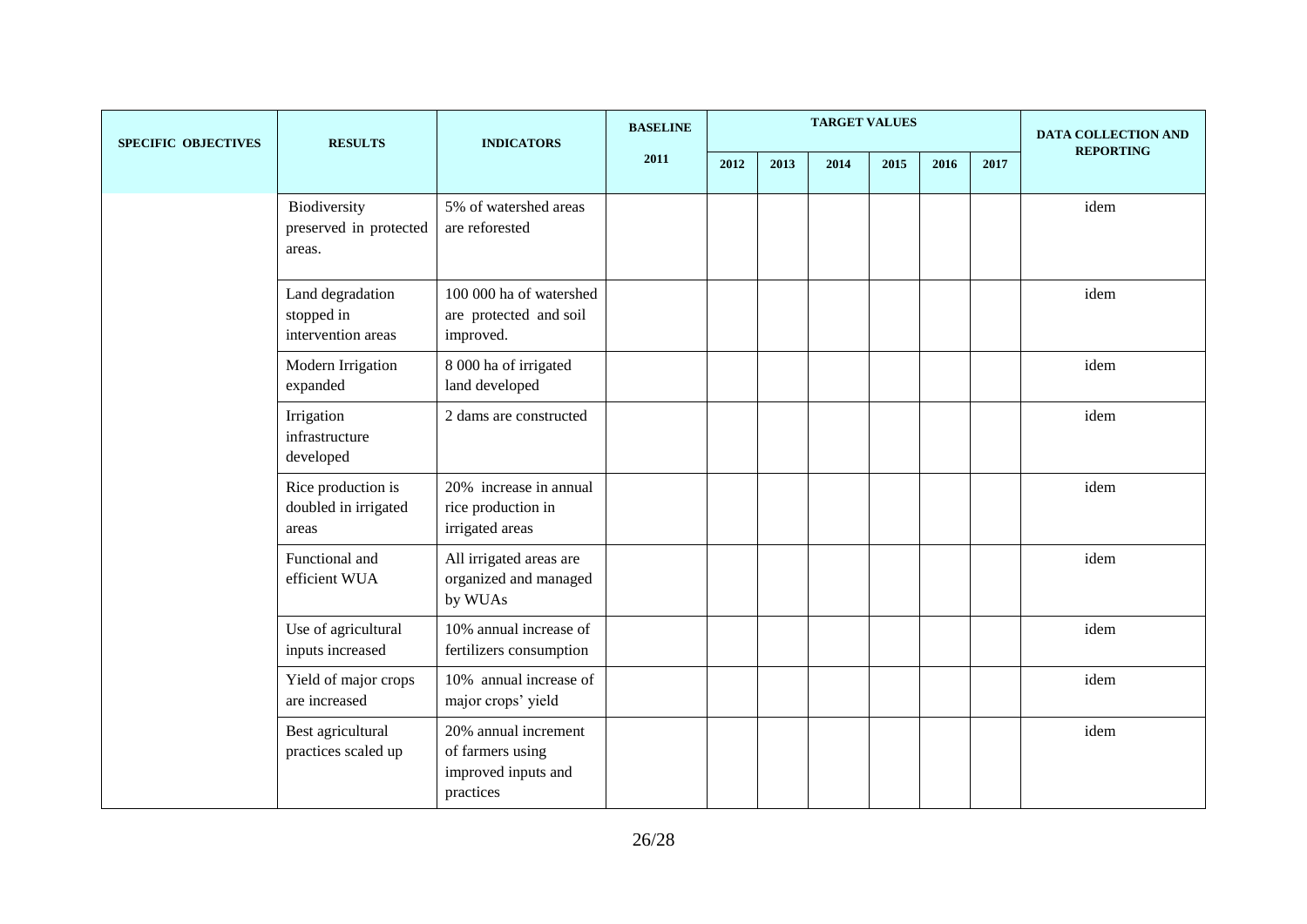| SPECIFIC OBJECTIVES | RESULTS | INDICATORS | BASELINE | TARGET VALUES | | | | | | DATA COLLECTION AND REPORTING |
|---|---|---|---|---|---|---|---|---|---|---|
| | | | 2011 | 2012 | 2013 | 2014 | 2015 | 2016 | 2017 | |
| | Biodiversity preserved in protected areas. | 5% of watershed areas are reforested | | | | | | | | idem |
| | Land degradation stopped in intervention areas | 100 000 ha of watershed are protected and soil improved. | | | | | | | | idem |
| | Modern Irrigation expanded | 8 000 ha of irrigated land developed | | | | | | | | idem |
| | Irrigation infrastructure developed | 2 dams are constructed | | | | | | | | idem |
| | Rice production is doubled in irrigated areas | 20% increase in annual rice production in irrigated areas | | | | | | | | idem |
| | Functional and efficient WUA | All irrigated areas are organized and managed by WUAs | | | | | | | | idem |
| | Use of agricultural inputs increased | 10% annual increase of fertilizers consumption | | | | | | | | idem |
| | Yield of major crops are increased | 10% annual increase of major crops' yield | | | | | | | | idem |
| | Best agricultural practices scaled up | 20% annual increment of farmers using improved inputs and practices | | | | | | | | idem |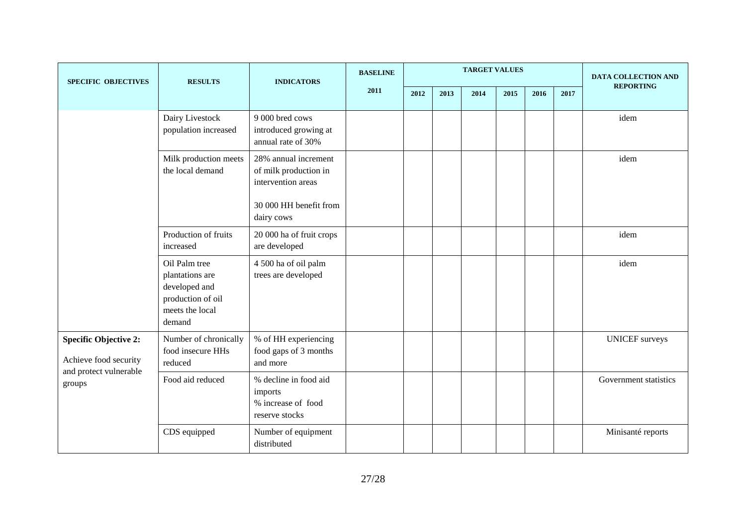| SPECIFIC OBJECTIVES | RESULTS | INDICATORS | BASELINE | TARGET VALUES | | | | | | DATA COLLECTION AND REPORTING |
|---|---|---|---|---|---|---|---|---|---|---|
| | | | 2011 | 2012 | 2013 | 2014 | 2015 | 2016 | 2017 | |
| | Dairy Livestock population increased | 9 000 bred cows introduced growing at annual rate of 30% | | | | | | | | idem |
| | Milk production meets the local demand | 28% annual increment of milk production in intervention areas<br><br>30 000 HH benefit from dairy cows | | | | | | | | idem |
| | Production of fruits increased | 20 000 ha of fruit crops are developed | | | | | | | | idem |
| | Oil Palm tree plantations are developed and production of oil meets the local demand | 4 500 ha of oil palm trees are developed | | | | | | | | idem |
| **Specific Objective 2:**<br>Achieve food security and protect vulnerable groups | Number of chronically food insecure HHs reduced | % of HH experiencing food gaps of 3 months and more | | | | | | | | UNICEF surveys |
| | Food aid reduced | % decline in food aid imports<br>% increase of food reserve stocks | | | | | | | | Government statistics |
| | CDS equipped | Number of equipment distributed | | | | | | | | Minisanté reports |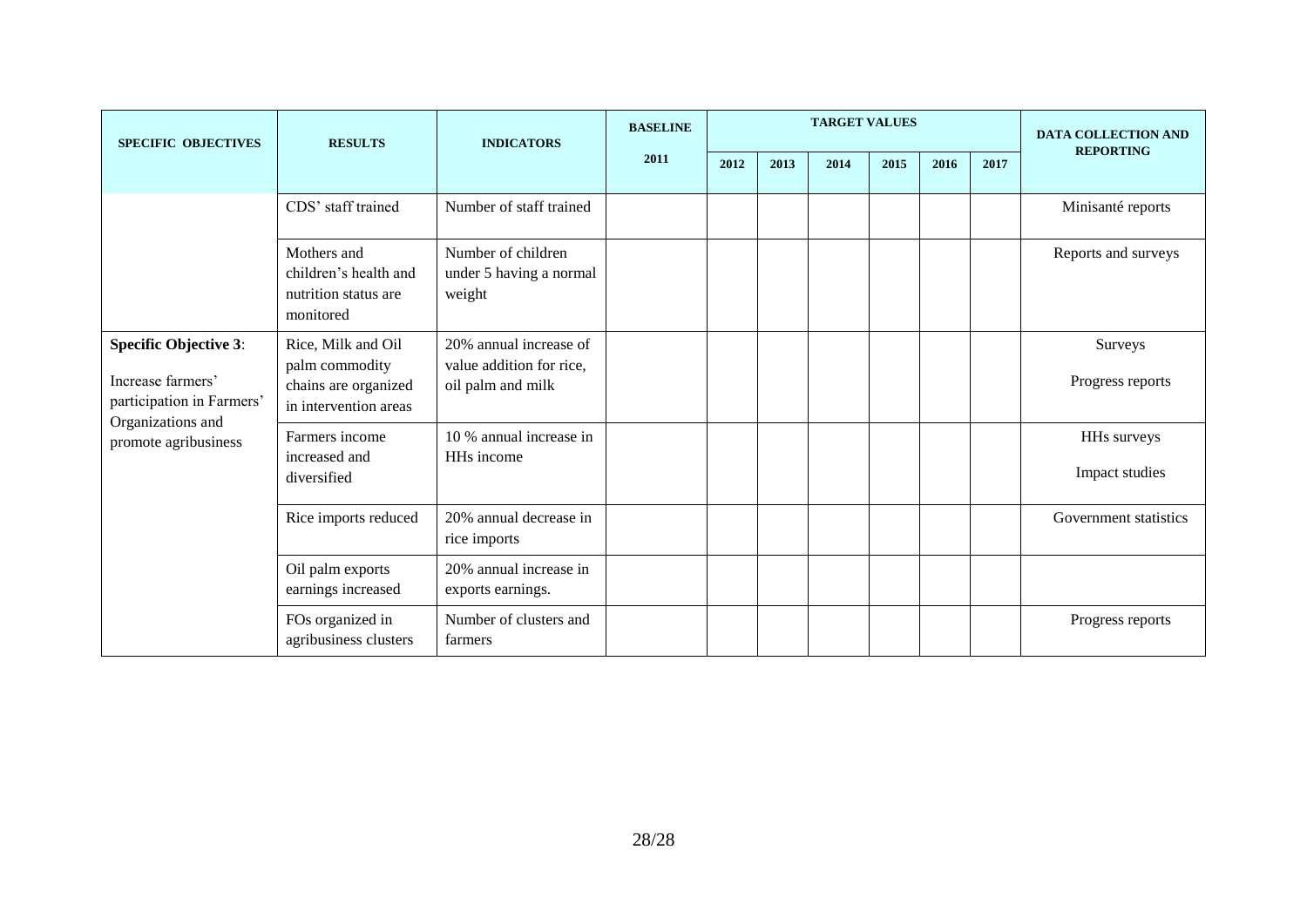| SPECIFIC OBJECTIVES | RESULTS | INDICATORS | BASELINE | TARGET VALUES | | | | | | DATA COLLECTION AND REPORTING |
|---|---|---|---|---|---|---|---|---|---|---|
| | | | 2011 | 2012 | 2013 | 2014 | 2015 | 2016 | 2017 | |
| | CDS' staff trained | Number of staff trained | | | | | | | | Minisanté reports |
| | Mothers and children's health and nutrition status are monitored | Number of children under 5 having a normal weight | | | | | | | | Reports and surveys |
| **Specific Objective 3**: Increase farmers' participation in Farmers' Organizations and promote agribusiness | Rice, Milk and Oil palm commodity chains are organized in intervention areas | 20% annual increase of value addition for rice, oil palm and milk | | | | | | | | Surveys<br>Progress reports |
| | Farmers income increased and diversified | 10 % annual increase in HHs income | | | | | | | | HHs surveys<br>Impact studies |
| | Rice imports reduced | 20% annual decrease in rice imports | | | | | | | | Government statistics |
| | Oil palm exports earnings increased | 20% annual increase in exports earnings. | | | | | | | | |
| | FOs organized in agribusiness clusters | Number of clusters and farmers | | | | | | | | Progress reports |